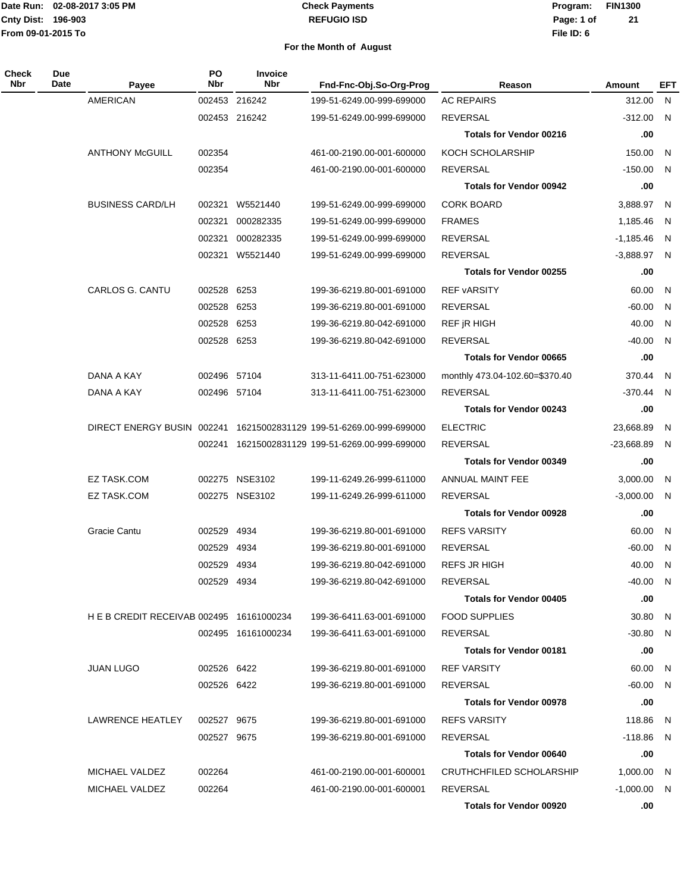Date Run: 02-08-2017 3:05 PM
Cnty Dist: 196-903
From 09-01-2015 To

# Check Payments
## REFUGIO ISD

Program: FIN1300
File ID: 6

### For the Month of August

| Check Nbr | Due Date | Payee | PO Nbr | Invoice Nbr | Fnd-Fnc-Obj.So-Org-Prog | Reason | Amount | EFT |
|---|---|---|---|---|---|---|---|---|
| | | AMERICAN | 002453 | 216242 | 199-51-6249.00-999-699000 | AC REPAIRS | 312.00 | N |
| | | | 002453 | 216242 | 199-51-6249.00-999-699000 | REVERSAL | -312.00 | N |
| | | | | | | **Totals for Vendor 00216** | **.00** | |
| | | ANTHONY McGUILL | 002354 | | 461-00-2190.00-001-600000 | KOCH SCHOLARSHIP | 150.00 | N |
| | | | 002354 | | 461-00-2190.00-001-600000 | REVERSAL | -150.00 | N |
| | | | | | | **Totals for Vendor 00942** | **.00** | |
| | | BUSINESS CARD/LH | 002321 | W5521440 | 199-51-6249.00-999-699000 | CORK BOARD | 3,888.97 | N |
| | | | 002321 | 000282335 | 199-51-6249.00-999-699000 | FRAMES | 1,185.46 | N |
| | | | 002321 | 000282335 | 199-51-6249.00-999-699000 | REVERSAL | -1,185.46 | N |
| | | | 002321 | W5521440 | 199-51-6249.00-999-699000 | REVERSAL | -3,888.97 | N |
| | | | | | | **Totals for Vendor 00255** | **.00** | |
| | | CARLOS G. CANTU | 002528 | 6253 | 199-36-6219.80-001-691000 | REF vARSITY | 60.00 | N |
| | | | 002528 | 6253 | 199-36-6219.80-001-691000 | REVERSAL | -60.00 | N |
| | | | 002528 | 6253 | 199-36-6219.80-042-691000 | REF jR HIGH | 40.00 | N |
| | | | 002528 | 6253 | 199-36-6219.80-042-691000 | REVERSAL | -40.00 | N |
| | | | | | | **Totals for Vendor 00665** | **.00** | |
| | | DANA A KAY | 002496 | 57104 | 313-11-6411.00-751-623000 | monthly 473.04-102.60=$370.40 | 370.44 | N |
| | | DANA A KAY | 002496 | 57104 | 313-11-6411.00-751-623000 | REVERSAL | -370.44 | N |
| | | | | | | **Totals for Vendor 00243** | **.00** | |
| | | DIRECT ENERGY BUSIN | 002241 | 16215002831129 | 199-51-6269.00-999-699000 | ELECTRIC | 23,668.89 | N |
| | | | 002241 | 16215002831129 | 199-51-6269.00-999-699000 | REVERSAL | -23,668.89 | N |
| | | | | | | **Totals for Vendor 00349** | **.00** | |
| | | EZ TASK.COM | 002275 | NSE3102 | 199-11-6249.26-999-611000 | ANNUAL MAINT FEE | 3,000.00 | N |
| | | EZ TASK.COM | 002275 | NSE3102 | 199-11-6249.26-999-611000 | REVERSAL | -3,000.00 | N |
| | | | | | | **Totals for Vendor 00928** | **.00** | |
| | | Gracie Cantu | 002529 | 4934 | 199-36-6219.80-001-691000 | REFS VARSITY | 60.00 | N |
| | | | 002529 | 4934 | 199-36-6219.80-001-691000 | REVERSAL | -60.00 | N |
| | | | 002529 | 4934 | 199-36-6219.80-042-691000 | REFS JR HIGH | 40.00 | N |
| | | | 002529 | 4934 | 199-36-6219.80-042-691000 | REVERSAL | -40.00 | N |
| | | | | | | **Totals for Vendor 00405** | **.00** | |
| | | H E B CREDIT RECEIVAB | 002495 | 16161000234 | 199-36-6411.63-001-691000 | FOOD SUPPLIES | 30.80 | N |
| | | | 002495 | 16161000234 | 199-36-6411.63-001-691000 | REVERSAL | -30.80 | N |
| | | | | | | **Totals for Vendor 00181** | **.00** | |
| | | JUAN LUGO | 002526 | 6422 | 199-36-6219.80-001-691000 | REF VARSITY | 60.00 | N |
| | | | 002526 | 6422 | 199-36-6219.80-001-691000 | REVERSAL | -60.00 | N |
| | | | | | | **Totals for Vendor 00978** | **.00** | |
| | | LAWRENCE HEATLEY | 002527 | 9675 | 199-36-6219.80-001-691000 | REFS VARSITY | 118.86 | N |
| | | | 002527 | 9675 | 199-36-6219.80-001-691000 | REVERSAL | -118.86 | N |
| | | | | | | **Totals for Vendor 00640** | **.00** | |
| | | MICHAEL VALDEZ | 002264 | | 461-00-2190.00-001-600001 | CRUTHCHFILED SCHOLARSHIP | 1,000.00 | N |
| | | MICHAEL VALDEZ | 002264 | | 461-00-2190.00-001-600001 | REVERSAL | -1,000.00 | N |
| | | | | | | **Totals for Vendor 00920** | **.00** | |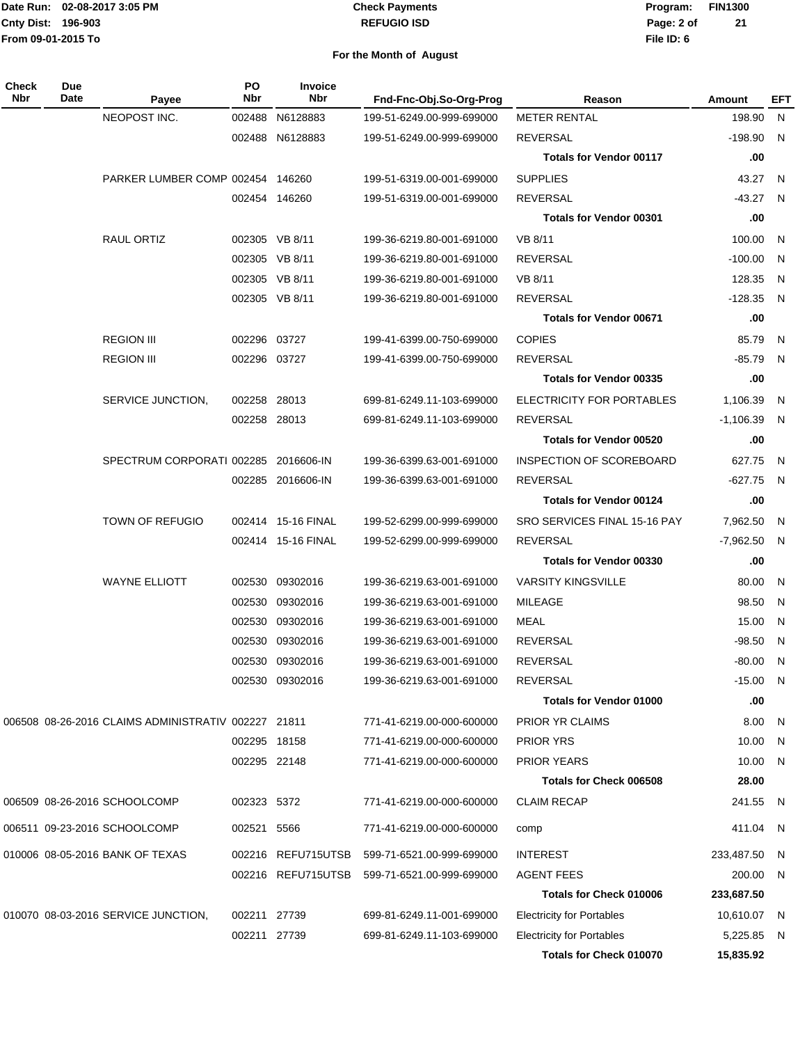Date Run: 02-08-2017 3:05 PM
Cnty Dist: 196-903
From 09-01-2015 To

**Check Payments**
**REFUGIO ISD**

Program: FIN1300
File ID: 6

**For the Month of August**

| Check Nbr | Due Date | Payee | PO Nbr | Invoice Nbr | Fnd-Fnc-Obj.So-Org-Prog | Reason | Amount | EFT |
|---|---|---|---|---|---|---|---|---|
| | | NEOPOST INC. | 002488 | N6128883 | 199-51-6249.00-999-699000 | METER RENTAL | 198.90 | N |
| | | | 002488 | N6128883 | 199-51-6249.00-999-699000 | REVERSAL | -198.90 | N |
| | | | | | | **Totals for Vendor 00117** | **.00** | |
| | | PARKER LUMBER COMP | 002454 | 146260 | 199-51-6319.00-001-699000 | SUPPLIES | 43.27 | N |
| | | | 002454 | 146260 | 199-51-6319.00-001-699000 | REVERSAL | -43.27 | N |
| | | | | | | **Totals for Vendor 00301** | **.00** | |
| | | RAUL ORTIZ | 002305 | VB 8/11 | 199-36-6219.80-001-691000 | VB 8/11 | 100.00 | N |
| | | | 002305 | VB 8/11 | 199-36-6219.80-001-691000 | REVERSAL | -100.00 | N |
| | | | 002305 | VB 8/11 | 199-36-6219.80-001-691000 | VB 8/11 | 128.35 | N |
| | | | 002305 | VB 8/11 | 199-36-6219.80-001-691000 | REVERSAL | -128.35 | N |
| | | | | | | **Totals for Vendor 00671** | **.00** | |
| | | REGION III | 002296 | 03727 | 199-41-6399.00-750-699000 | COPIES | 85.79 | N |
| | | REGION III | 002296 | 03727 | 199-41-6399.00-750-699000 | REVERSAL | -85.79 | N |
| | | | | | | **Totals for Vendor 00335** | **.00** | |
| | | SERVICE JUNCTION, | 002258 | 28013 | 699-81-6249.11-103-699000 | ELECTRICITY FOR PORTABLES | 1,106.39 | N |
| | | | 002258 | 28013 | 699-81-6249.11-103-699000 | REVERSAL | -1,106.39 | N |
| | | | | | | **Totals for Vendor 00520** | **.00** | |
| | | SPECTRUM CORPORATI | 002285 | 2016606-IN | 199-36-6399.63-001-691000 | INSPECTION OF SCOREBOARD | 627.75 | N |
| | | | 002285 | 2016606-IN | 199-36-6399.63-001-691000 | REVERSAL | -627.75 | N |
| | | | | | | **Totals for Vendor 00124** | **.00** | |
| | | TOWN OF REFUGIO | 002414 | 15-16 FINAL | 199-52-6299.00-999-699000 | SRO SERVICES FINAL 15-16 PAY | 7,962.50 | N |
| | | | 002414 | 15-16 FINAL | 199-52-6299.00-999-699000 | REVERSAL | -7,962.50 | N |
| | | | | | | **Totals for Vendor 00330** | **.00** | |
| | | WAYNE ELLIOTT | 002530 | 09302016 | 199-36-6219.63-001-691000 | VARSITY KINGSVILLE | 80.00 | N |
| | | | 002530 | 09302016 | 199-36-6219.63-001-691000 | MILEAGE | 98.50 | N |
| | | | 002530 | 09302016 | 199-36-6219.63-001-691000 | MEAL | 15.00 | N |
| | | | 002530 | 09302016 | 199-36-6219.63-001-691000 | REVERSAL | -98.50 | N |
| | | | 002530 | 09302016 | 199-36-6219.63-001-691000 | REVERSAL | -80.00 | N |
| | | | 002530 | 09302016 | 199-36-6219.63-001-691000 | REVERSAL | -15.00 | N |
| | | | | | | **Totals for Vendor 01000** | **.00** | |
| 006508 | 08-26-2016 | CLAIMS ADMINISTRATIV | 002227 | 21811 | 771-41-6219.00-000-600000 | PRIOR YR CLAIMS | 8.00 | N |
| | | | 002295 | 18158 | 771-41-6219.00-000-600000 | PRIOR YRS | 10.00 | N |
| | | | 002295 | 22148 | 771-41-6219.00-000-600000 | PRIOR YEARS | 10.00 | N |
| | | | | | | **Totals for Check 006508** | **28.00** | |
| 006509 | 08-26-2016 | SCHOOLCOMP | 002323 | 5372 | 771-41-6219.00-000-600000 | CLAIM RECAP | 241.55 | N |
| 006511 | 09-23-2016 | SCHOOLCOMP | 002521 | 5566 | 771-41-6219.00-000-600000 | comp | 411.04 | N |
| 010006 | 08-05-2016 | BANK OF TEXAS | 002216 | REFU715UTSB | 599-71-6521.00-999-699000 | INTEREST | 233,487.50 | N |
| | | | 002216 | REFU715UTSB | 599-71-6521.00-999-699000 | AGENT FEES | 200.00 | N |
| | | | | | | **Totals for Check 010006** | **233,687.50** | |
| 010070 | 08-03-2016 | SERVICE JUNCTION, | 002211 | 27739 | 699-81-6249.11-001-699000 | Electricity for Portables | 10,610.07 | N |
| | | | 002211 | 27739 | 699-81-6249.11-103-699000 | Electricity for Portables | 5,225.85 | N |
| | | | | | | **Totals for Check 010070** | **15,835.92** | |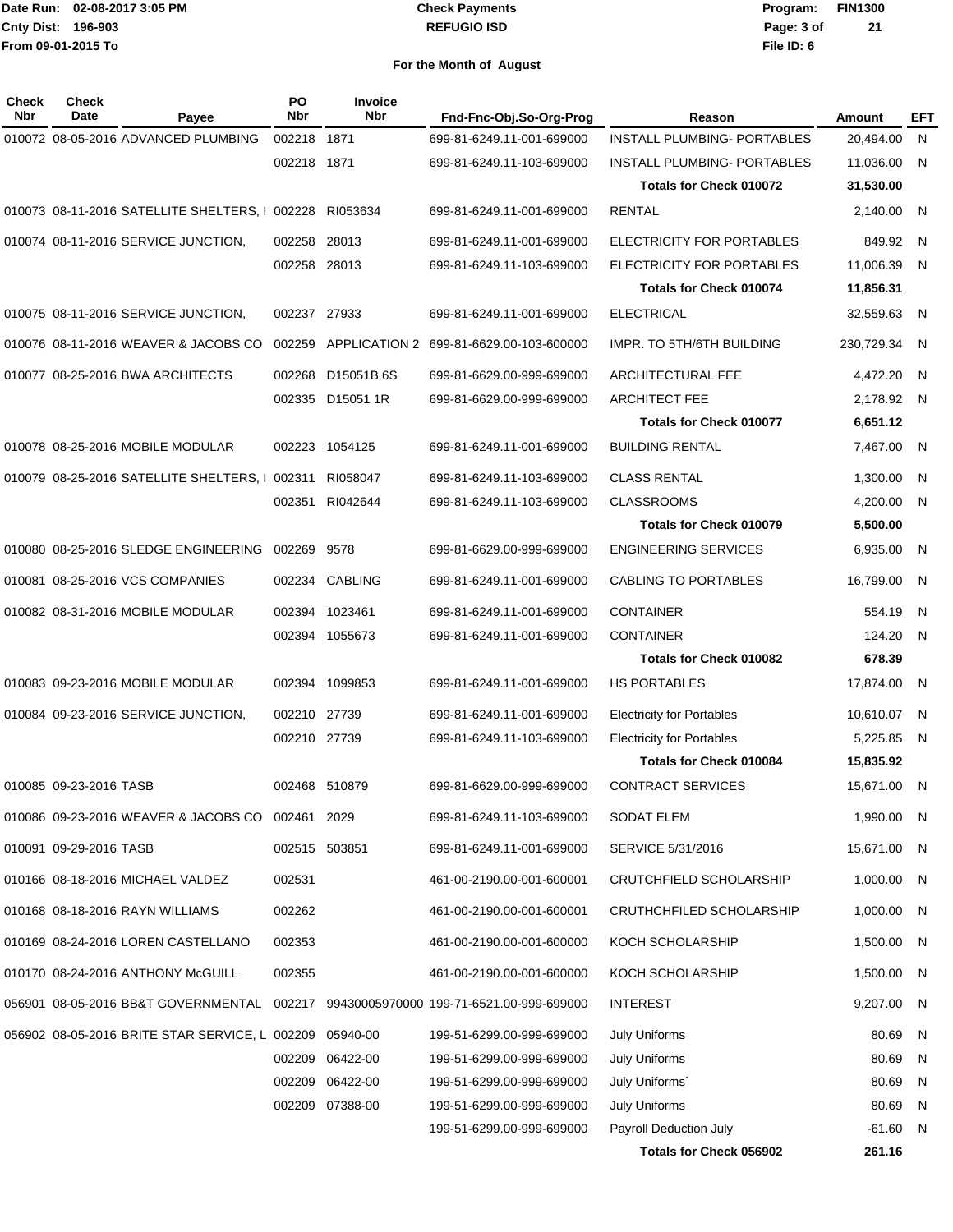Date Run: 02-08-2017 3:05 PM
Cnty Dist: 196-903
From 09-01-2015 To

**Check Payments**
**REFUGIO ISD**

Program: FIN1300
File ID: 6

**For the Month of August**

| Check Nbr | Check Date | Payee | PO Nbr | Invoice Nbr | Fnd-Fnc-Obj.So-Org-Prog | Reason | Amount | EFT |
|---|---|---|---|---|---|---|---|---|
| 010072 | 08-05-2016 | ADVANCED PLUMBING | 002218 | 1871 | 699-81-6249.11-001-699000 | INSTALL PLUMBING- PORTABLES | 20,494.00 | N |
| | | | 002218 | 1871 | 699-81-6249.11-103-699000 | INSTALL PLUMBING- PORTABLES | 11,036.00 | N |
| | | | | | | **Totals for Check 010072** | **31,530.00** | |
| 010073 | 08-11-2016 | SATELLITE SHELTERS, I | 002228 | RI053634 | 699-81-6249.11-001-699000 | RENTAL | 2,140.00 | N |
| 010074 | 08-11-2016 | SERVICE JUNCTION, | 002258 | 28013 | 699-81-6249.11-001-699000 | ELECTRICITY FOR PORTABLES | 849.92 | N |
| | | | 002258 | 28013 | 699-81-6249.11-103-699000 | ELECTRICITY FOR PORTABLES | 11,006.39 | N |
| | | | | | | **Totals for Check 010074** | **11,856.31** | |
| 010075 | 08-11-2016 | SERVICE JUNCTION, | 002237 | 27933 | 699-81-6249.11-001-699000 | ELECTRICAL | 32,559.63 | N |
| 010076 | 08-11-2016 | WEAVER & JACOBS CO | 002259 | APPLICATION 2 | 699-81-6629.00-103-600000 | IMPR. TO 5TH/6TH BUILDING | 230,729.34 | N |
| 010077 | 08-25-2016 | BWA ARCHITECTS | 002268 | D15051B 6S | 699-81-6629.00-999-699000 | ARCHITECTURAL FEE | 4,472.20 | N |
| | | | 002335 | D15051 1R | 699-81-6629.00-999-699000 | ARCHITECT FEE | 2,178.92 | N |
| | | | | | | **Totals for Check 010077** | **6,651.12** | |
| 010078 | 08-25-2016 | MOBILE MODULAR | 002223 | 1054125 | 699-81-6249.11-001-699000 | BUILDING RENTAL | 7,467.00 | N |
| 010079 | 08-25-2016 | SATELLITE SHELTERS, I | 002311 | RI058047 | 699-81-6249.11-103-699000 | CLASS RENTAL | 1,300.00 | N |
| | | | 002351 | RI042644 | 699-81-6249.11-103-699000 | CLASSROOMS | 4,200.00 | N |
| | | | | | | **Totals for Check 010079** | **5,500.00** | |
| 010080 | 08-25-2016 | SLEDGE ENGINEERING | 002269 | 9578 | 699-81-6629.00-999-699000 | ENGINEERING SERVICES | 6,935.00 | N |
| 010081 | 08-25-2016 | VCS COMPANIES | 002234 | CABLING | 699-81-6249.11-001-699000 | CABLING TO PORTABLES | 16,799.00 | N |
| 010082 | 08-31-2016 | MOBILE MODULAR | 002394 | 1023461 | 699-81-6249.11-001-699000 | CONTAINER | 554.19 | N |
| | | | 002394 | 1055673 | 699-81-6249.11-001-699000 | CONTAINER | 124.20 | N |
| | | | | | | **Totals for Check 010082** | **678.39** | |
| 010083 | 09-23-2016 | MOBILE MODULAR | 002394 | 1099853 | 699-81-6249.11-001-699000 | HS PORTABLES | 17,874.00 | N |
| 010084 | 09-23-2016 | SERVICE JUNCTION, | 002210 | 27739 | 699-81-6249.11-001-699000 | Electricity for Portables | 10,610.07 | N |
| | | | 002210 | 27739 | 699-81-6249.11-103-699000 | Electricity for Portables | 5,225.85 | N |
| | | | | | | **Totals for Check 010084** | **15,835.92** | |
| 010085 | 09-23-2016 | TASB | 002468 | 510879 | 699-81-6629.00-999-699000 | CONTRACT SERVICES | 15,671.00 | N |
| 010086 | 09-23-2016 | WEAVER & JACOBS CO | 002461 | 2029 | 699-81-6249.11-103-699000 | SODAT ELEM | 1,990.00 | N |
| 010091 | 09-29-2016 | TASB | 002515 | 503851 | 699-81-6249.11-001-699000 | SERVICE 5/31/2016 | 15,671.00 | N |
| 010166 | 08-18-2016 | MICHAEL VALDEZ | 002531 | | 461-00-2190.00-001-600001 | CRUTCHFIELD SCHOLARSHIP | 1,000.00 | N |
| 010168 | 08-18-2016 | RAYN WILLIAMS | 002262 | | 461-00-2190.00-001-600001 | CRUTHCHFILED SCHOLARSHIP | 1,000.00 | N |
| 010169 | 08-24-2016 | LOREN CASTELLANO | 002353 | | 461-00-2190.00-001-600000 | KOCH SCHOLARSHIP | 1,500.00 | N |
| 010170 | 08-24-2016 | ANTHONY McGUILL | 002355 | | 461-00-2190.00-001-600000 | KOCH SCHOLARSHIP | 1,500.00 | N |
| 056901 | 08-05-2016 | BB&T GOVERNMENTAL | 002217 | 99430005970000 | 199-71-6521.00-999-699000 | INTEREST | 9,207.00 | N |
| 056902 | 08-05-2016 | BRITE STAR SERVICE, L | 002209 | 05940-00 | 199-51-6299.00-999-699000 | July Uniforms | 80.69 | N |
| | | | 002209 | 06422-00 | 199-51-6299.00-999-699000 | July Uniforms | 80.69 | N |
| | | | 002209 | 06422-00 | 199-51-6299.00-999-699000 | July Uniforms` | 80.69 | N |
| | | | 002209 | 07388-00 | 199-51-6299.00-999-699000 | July Uniforms | 80.69 | N |
| | | | | | 199-51-6299.00-999-699000 | Payroll Deduction July | -61.60 | N |
| | | | | | | **Totals for Check 056902** | **261.16** | |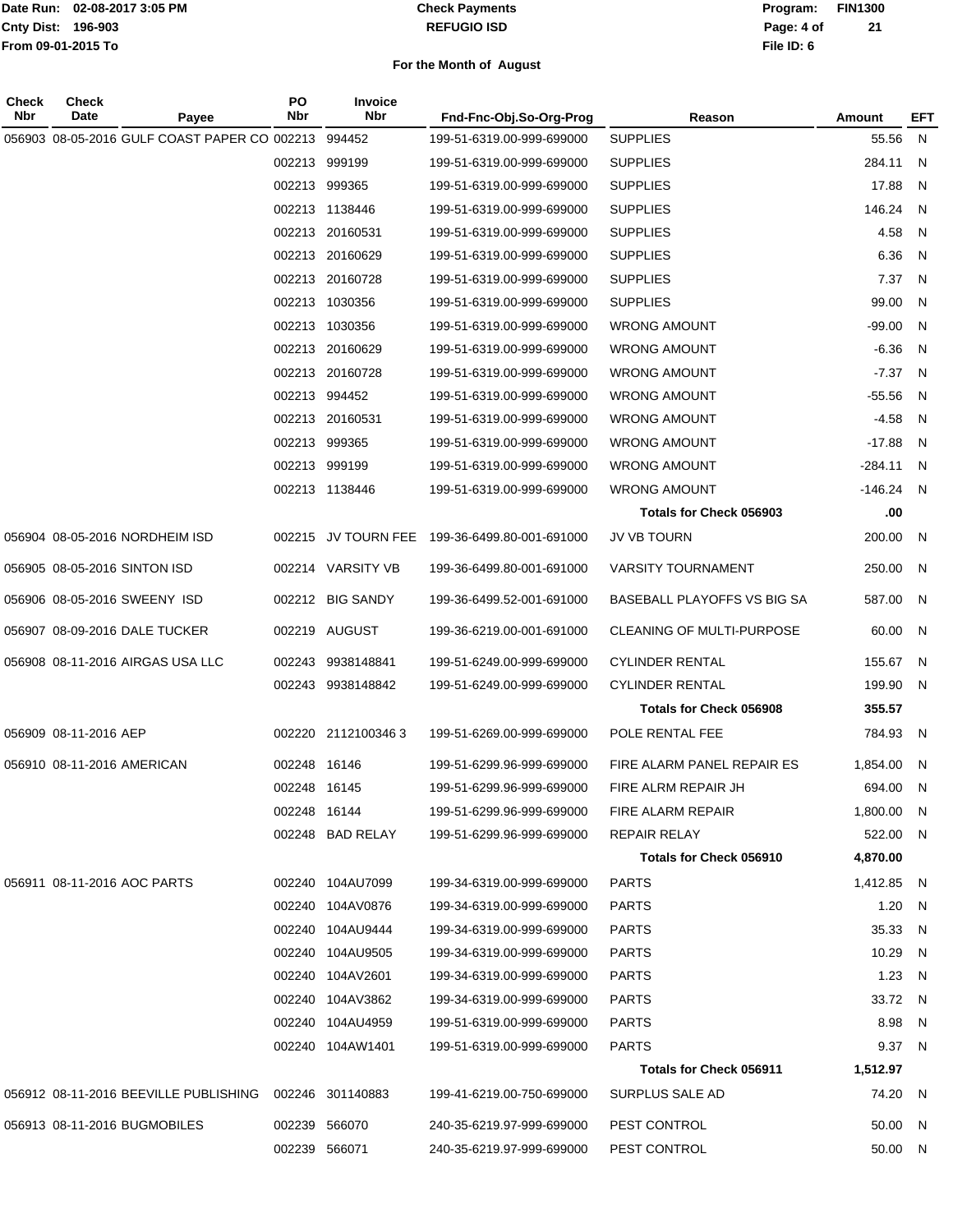Date Run: 02-08-2017 3:05 PM
Cnty Dist: 196-903
From 09-01-2015 To

**Check Payments**
**REFUGIO ISD**

Program: FIN1300
File ID: 6

## For the Month of August

| Check Nbr | Check Date | Payee | PO Nbr | Invoice Nbr | Fnd-Fnc-Obj.So-Org-Prog | Reason | Amount | EFT |
|---|---|---|---|---|---|---|---|---|
| 056903 | 08-05-2016 | GULF COAST PAPER CO | 002213 | 994452 | 199-51-6319.00-999-699000 | SUPPLIES | 55.56 | N |
| | | | 002213 | 999199 | 199-51-6319.00-999-699000 | SUPPLIES | 284.11 | N |
| | | | 002213 | 999365 | 199-51-6319.00-999-699000 | SUPPLIES | 17.88 | N |
| | | | 002213 | 1138446 | 199-51-6319.00-999-699000 | SUPPLIES | 146.24 | N |
| | | | 002213 | 20160531 | 199-51-6319.00-999-699000 | SUPPLIES | 4.58 | N |
| | | | 002213 | 20160629 | 199-51-6319.00-999-699000 | SUPPLIES | 6.36 | N |
| | | | 002213 | 20160728 | 199-51-6319.00-999-699000 | SUPPLIES | 7.37 | N |
| | | | 002213 | 1030356 | 199-51-6319.00-999-699000 | SUPPLIES | 99.00 | N |
| | | | 002213 | 1030356 | 199-51-6319.00-999-699000 | WRONG AMOUNT | -99.00 | N |
| | | | 002213 | 20160629 | 199-51-6319.00-999-699000 | WRONG AMOUNT | -6.36 | N |
| | | | 002213 | 20160728 | 199-51-6319.00-999-699000 | WRONG AMOUNT | -7.37 | N |
| | | | 002213 | 994452 | 199-51-6319.00-999-699000 | WRONG AMOUNT | -55.56 | N |
| | | | 002213 | 20160531 | 199-51-6319.00-999-699000 | WRONG AMOUNT | -4.58 | N |
| | | | 002213 | 999365 | 199-51-6319.00-999-699000 | WRONG AMOUNT | -17.88 | N |
| | | | 002213 | 999199 | 199-51-6319.00-999-699000 | WRONG AMOUNT | -284.11 | N |
| | | | 002213 | 1138446 | 199-51-6319.00-999-699000 | WRONG AMOUNT | -146.24 | N |
| | | | | | | **Totals for Check 056903** | **.00** | |
| 056904 | 08-05-2016 | NORDHEIM ISD | 002215 | JV TOURN FEE | 199-36-6499.80-001-691000 | JV VB TOURN | 200.00 | N |
| 056905 | 08-05-2016 | SINTON ISD | 002214 | VARSITY VB | 199-36-6499.80-001-691000 | VARSITY TOURNAMENT | 250.00 | N |
| 056906 | 08-05-2016 | SWEENY ISD | 002212 | BIG SANDY | 199-36-6499.52-001-691000 | BASEBALL PLAYOFFS VS BIG SA | 587.00 | N |
| 056907 | 08-09-2016 | DALE TUCKER | 002219 | AUGUST | 199-36-6219.00-001-691000 | CLEANING OF MULTI-PURPOSE | 60.00 | N |
| 056908 | 08-11-2016 | AIRGAS USA LLC | 002243 | 9938148841 | 199-51-6249.00-999-699000 | CYLINDER RENTAL | 155.67 | N |
| | | | 002243 | 9938148842 | 199-51-6249.00-999-699000 | CYLINDER RENTAL | 199.90 | N |
| | | | | | | **Totals for Check 056908** | **355.57** | |
| 056909 | 08-11-2016 | AEP | 002220 | 2112100346 3 | 199-51-6269.00-999-699000 | POLE RENTAL FEE | 784.93 | N |
| 056910 | 08-11-2016 | AMERICAN | 002248 | 16146 | 199-51-6299.96-999-699000 | FIRE ALARM PANEL REPAIR ES | 1,854.00 | N |
| | | | 002248 | 16145 | 199-51-6299.96-999-699000 | FIRE ALRM REPAIR JH | 694.00 | N |
| | | | 002248 | 16144 | 199-51-6299.96-999-699000 | FIRE ALARM REPAIR | 1,800.00 | N |
| | | | 002248 | BAD RELAY | 199-51-6299.96-999-699000 | REPAIR RELAY | 522.00 | N |
| | | | | | | **Totals for Check 056910** | **4,870.00** | |
| 056911 | 08-11-2016 | AOC PARTS | 002240 | 104AU7099 | 199-34-6319.00-999-699000 | PARTS | 1,412.85 | N |
| | | | 002240 | 104AV0876 | 199-34-6319.00-999-699000 | PARTS | 1.20 | N |
| | | | 002240 | 104AU9444 | 199-34-6319.00-999-699000 | PARTS | 35.33 | N |
| | | | 002240 | 104AU9505 | 199-34-6319.00-999-699000 | PARTS | 10.29 | N |
| | | | 002240 | 104AV2601 | 199-34-6319.00-999-699000 | PARTS | 1.23 | N |
| | | | 002240 | 104AV3862 | 199-34-6319.00-999-699000 | PARTS | 33.72 | N |
| | | | 002240 | 104AU4959 | 199-51-6319.00-999-699000 | PARTS | 8.98 | N |
| | | | 002240 | 104AW1401 | 199-51-6319.00-999-699000 | PARTS | 9.37 | N |
| | | | | | | **Totals for Check 056911** | **1,512.97** | |
| 056912 | 08-11-2016 | BEEVILLE PUBLISHING | 002246 | 301140883 | 199-41-6219.00-750-699000 | SURPLUS SALE AD | 74.20 | N |
| 056913 | 08-11-2016 | BUGMOBILES | 002239 | 566070 | 240-35-6219.97-999-699000 | PEST CONTROL | 50.00 | N |
| | | | 002239 | 566071 | 240-35-6219.97-999-699000 | PEST CONTROL | 50.00 | N |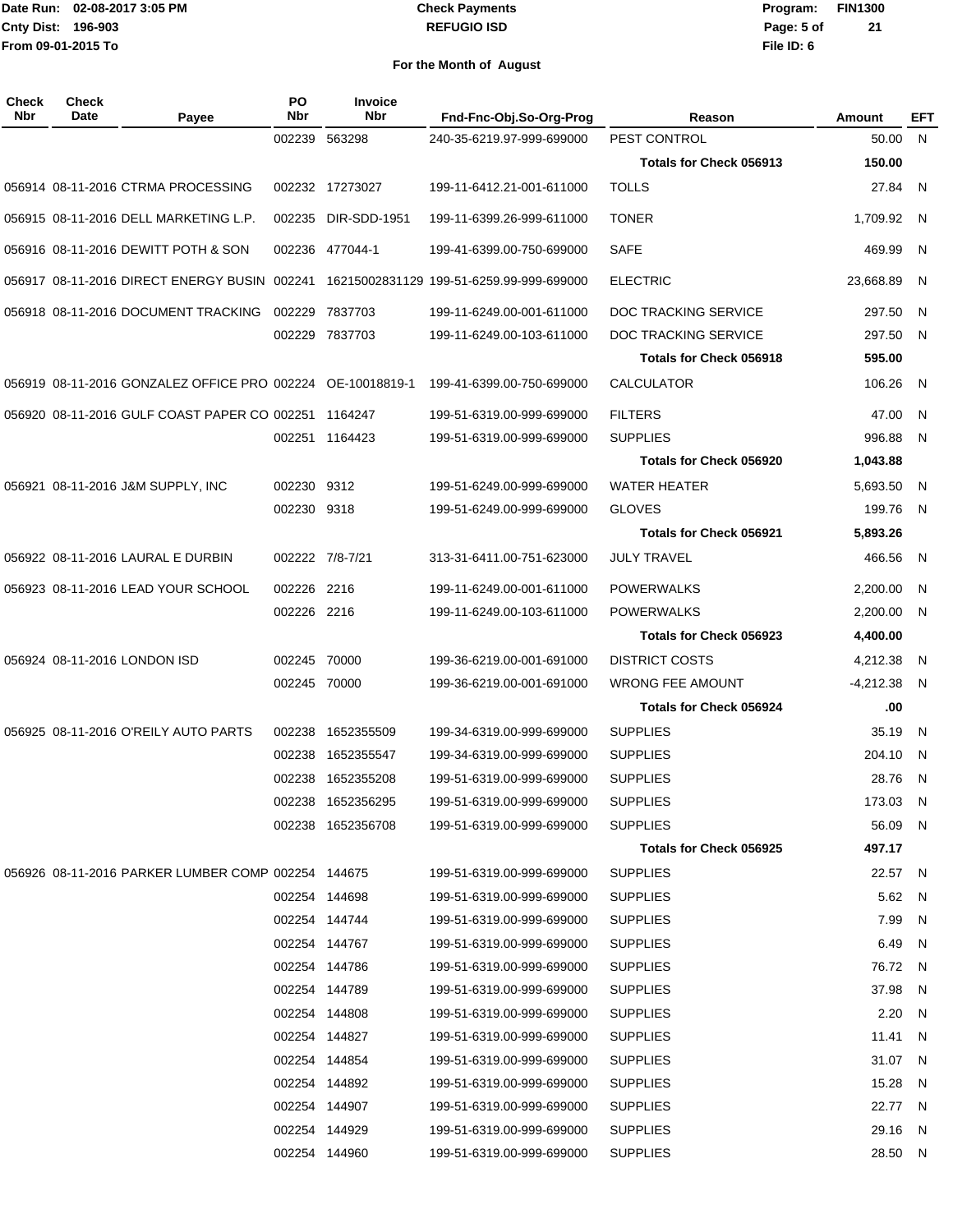Date Run: 02-08-2017 3:05 PM
Cnty Dist: 196-903
From 09-01-2015 To

**Check Payments**
**REFUGIO ISD**

Program: FIN1300
File ID: 6

**For the Month of August**

| Check Nbr | Check Date | Payee | PO Nbr | Invoice Nbr | Fnd-Fnc-Obj.So-Org-Prog | Reason | Amount | EFT |
|---|---|---|---|---|---|---|---|---|
| | | | 002239 | 563298 | 240-35-6219.97-999-699000 | PEST CONTROL | 50.00 | N |
| | | | | | | **Totals for Check 056913** | **150.00** | |
| 056914 | 08-11-2016 | CTRMA PROCESSING | 002232 | 17273027 | 199-11-6412.21-001-611000 | TOLLS | 27.84 | N |
| 056915 | 08-11-2016 | DELL MARKETING L.P. | 002235 | DIR-SDD-1951 | 199-11-6399.26-999-611000 | TONER | 1,709.92 | N |
| 056916 | 08-11-2016 | DEWITT POTH & SON | 002236 | 477044-1 | 199-41-6399.00-750-699000 | SAFE | 469.99 | N |
| 056917 | 08-11-2016 | DIRECT ENERGY BUSIN | 002241 | 16215002831129 | 199-51-6259.99-999-699000 | ELECTRIC | 23,668.89 | N |
| 056918 | 08-11-2016 | DOCUMENT TRACKING | 002229 | 7837703 | 199-11-6249.00-001-611000 | DOC TRACKING SERVICE | 297.50 | N |
| | | | 002229 | 7837703 | 199-11-6249.00-103-611000 | DOC TRACKING SERVICE | 297.50 | N |
| | | | | | | **Totals for Check 056918** | **595.00** | |
| 056919 | 08-11-2016 | GONZALEZ OFFICE PRO | 002224 | OE-10018819-1 | 199-41-6399.00-750-699000 | CALCULATOR | 106.26 | N |
| 056920 | 08-11-2016 | GULF COAST PAPER CO | 002251 | 1164247 | 199-51-6319.00-999-699000 | FILTERS | 47.00 | N |
| | | | 002251 | 1164423 | 199-51-6319.00-999-699000 | SUPPLIES | 996.88 | N |
| | | | | | | **Totals for Check 056920** | **1,043.88** | |
| 056921 | 08-11-2016 | J&M SUPPLY, INC | 002230 | 9312 | 199-51-6249.00-999-699000 | WATER HEATER | 5,693.50 | N |
| | | | 002230 | 9318 | 199-51-6249.00-999-699000 | GLOVES | 199.76 | N |
| | | | | | | **Totals for Check 056921** | **5,893.26** | |
| 056922 | 08-11-2016 | LAURAL E DURBIN | 002222 | 7/8-7/21 | 313-31-6411.00-751-623000 | JULY TRAVEL | 466.56 | N |
| 056923 | 08-11-2016 | LEAD YOUR SCHOOL | 002226 | 2216 | 199-11-6249.00-001-611000 | POWERWALKS | 2,200.00 | N |
| | | | 002226 | 2216 | 199-11-6249.00-103-611000 | POWERWALKS | 2,200.00 | N |
| | | | | | | **Totals for Check 056923** | **4,400.00** | |
| 056924 | 08-11-2016 | LONDON ISD | 002245 | 70000 | 199-36-6219.00-001-691000 | DISTRICT COSTS | 4,212.38 | N |
| | | | 002245 | 70000 | 199-36-6219.00-001-691000 | WRONG FEE AMOUNT | -4,212.38 | N |
| | | | | | | **Totals for Check 056924** | **.00** | |
| 056925 | 08-11-2016 | O'REILY AUTO PARTS | 002238 | 1652355509 | 199-34-6319.00-999-699000 | SUPPLIES | 35.19 | N |
| | | | 002238 | 1652355547 | 199-34-6319.00-999-699000 | SUPPLIES | 204.10 | N |
| | | | 002238 | 1652355208 | 199-51-6319.00-999-699000 | SUPPLIES | 28.76 | N |
| | | | 002238 | 1652356295 | 199-51-6319.00-999-699000 | SUPPLIES | 173.03 | N |
| | | | 002238 | 1652356708 | 199-51-6319.00-999-699000 | SUPPLIES | 56.09 | N |
| | | | | | | **Totals for Check 056925** | **497.17** | |
| 056926 | 08-11-2016 | PARKER LUMBER COMP | 002254 | 144675 | 199-51-6319.00-999-699000 | SUPPLIES | 22.57 | N |
| | | | 002254 | 144698 | 199-51-6319.00-999-699000 | SUPPLIES | 5.62 | N |
| | | | 002254 | 144744 | 199-51-6319.00-999-699000 | SUPPLIES | 7.99 | N |
| | | | 002254 | 144767 | 199-51-6319.00-999-699000 | SUPPLIES | 6.49 | N |
| | | | 002254 | 144786 | 199-51-6319.00-999-699000 | SUPPLIES | 76.72 | N |
| | | | 002254 | 144789 | 199-51-6319.00-999-699000 | SUPPLIES | 37.98 | N |
| | | | 002254 | 144808 | 199-51-6319.00-999-699000 | SUPPLIES | 2.20 | N |
| | | | 002254 | 144827 | 199-51-6319.00-999-699000 | SUPPLIES | 11.41 | N |
| | | | 002254 | 144854 | 199-51-6319.00-999-699000 | SUPPLIES | 31.07 | N |
| | | | 002254 | 144892 | 199-51-6319.00-999-699000 | SUPPLIES | 15.28 | N |
| | | | 002254 | 144907 | 199-51-6319.00-999-699000 | SUPPLIES | 22.77 | N |
| | | | 002254 | 144929 | 199-51-6319.00-999-699000 | SUPPLIES | 29.16 | N |
| | | | 002254 | 144960 | 199-51-6319.00-999-699000 | SUPPLIES | 28.50 | N |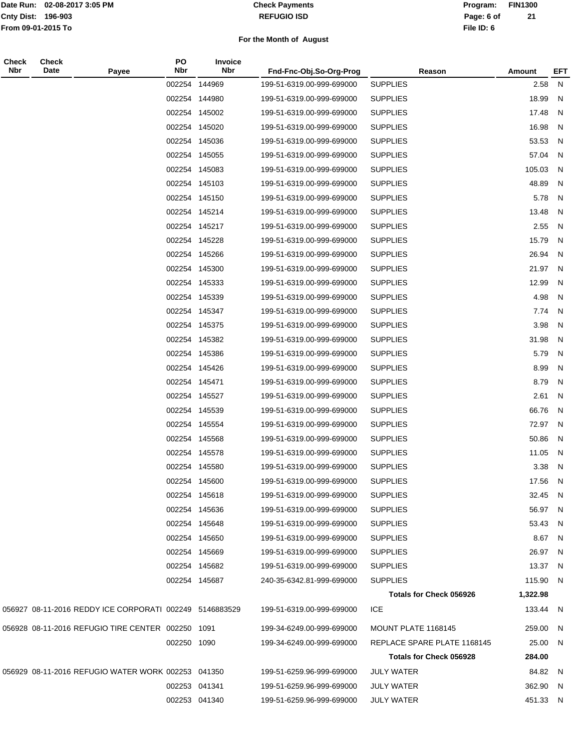Date Run: 02-08-2017 3:05 PM
Cnty Dist: 196-903
From 09-01-2015 To

**Check Payments**
**REFUGIO ISD**

Program: FIN1300
File ID: 6

**For the Month of August**

| Check Nbr | Check Date | Payee | PO Nbr | Invoice Nbr | Fnd-Fnc-Obj.So-Org-Prog | Reason | Amount | EFT |
|---|---|---|---|---|---|---|---|---|
| | | | 002254 | 144969 | 199-51-6319.00-999-699000 | SUPPLIES | 2.58 | N |
| | | | 002254 | 144980 | 199-51-6319.00-999-699000 | SUPPLIES | 18.99 | N |
| | | | 002254 | 145002 | 199-51-6319.00-999-699000 | SUPPLIES | 17.48 | N |
| | | | 002254 | 145020 | 199-51-6319.00-999-699000 | SUPPLIES | 16.98 | N |
| | | | 002254 | 145036 | 199-51-6319.00-999-699000 | SUPPLIES | 53.53 | N |
| | | | 002254 | 145055 | 199-51-6319.00-999-699000 | SUPPLIES | 57.04 | N |
| | | | 002254 | 145083 | 199-51-6319.00-999-699000 | SUPPLIES | 105.03 | N |
| | | | 002254 | 145103 | 199-51-6319.00-999-699000 | SUPPLIES | 48.89 | N |
| | | | 002254 | 145150 | 199-51-6319.00-999-699000 | SUPPLIES | 5.78 | N |
| | | | 002254 | 145214 | 199-51-6319.00-999-699000 | SUPPLIES | 13.48 | N |
| | | | 002254 | 145217 | 199-51-6319.00-999-699000 | SUPPLIES | 2.55 | N |
| | | | 002254 | 145228 | 199-51-6319.00-999-699000 | SUPPLIES | 15.79 | N |
| | | | 002254 | 145266 | 199-51-6319.00-999-699000 | SUPPLIES | 26.94 | N |
| | | | 002254 | 145300 | 199-51-6319.00-999-699000 | SUPPLIES | 21.97 | N |
| | | | 002254 | 145333 | 199-51-6319.00-999-699000 | SUPPLIES | 12.99 | N |
| | | | 002254 | 145339 | 199-51-6319.00-999-699000 | SUPPLIES | 4.98 | N |
| | | | 002254 | 145347 | 199-51-6319.00-999-699000 | SUPPLIES | 7.74 | N |
| | | | 002254 | 145375 | 199-51-6319.00-999-699000 | SUPPLIES | 3.98 | N |
| | | | 002254 | 145382 | 199-51-6319.00-999-699000 | SUPPLIES | 31.98 | N |
| | | | 002254 | 145386 | 199-51-6319.00-999-699000 | SUPPLIES | 5.79 | N |
| | | | 002254 | 145426 | 199-51-6319.00-999-699000 | SUPPLIES | 8.99 | N |
| | | | 002254 | 145471 | 199-51-6319.00-999-699000 | SUPPLIES | 8.79 | N |
| | | | 002254 | 145527 | 199-51-6319.00-999-699000 | SUPPLIES | 2.61 | N |
| | | | 002254 | 145539 | 199-51-6319.00-999-699000 | SUPPLIES | 66.76 | N |
| | | | 002254 | 145554 | 199-51-6319.00-999-699000 | SUPPLIES | 72.97 | N |
| | | | 002254 | 145568 | 199-51-6319.00-999-699000 | SUPPLIES | 50.86 | N |
| | | | 002254 | 145578 | 199-51-6319.00-999-699000 | SUPPLIES | 11.05 | N |
| | | | 002254 | 145580 | 199-51-6319.00-999-699000 | SUPPLIES | 3.38 | N |
| | | | 002254 | 145600 | 199-51-6319.00-999-699000 | SUPPLIES | 17.56 | N |
| | | | 002254 | 145618 | 199-51-6319.00-999-699000 | SUPPLIES | 32.45 | N |
| | | | 002254 | 145636 | 199-51-6319.00-999-699000 | SUPPLIES | 56.97 | N |
| | | | 002254 | 145648 | 199-51-6319.00-999-699000 | SUPPLIES | 53.43 | N |
| | | | 002254 | 145650 | 199-51-6319.00-999-699000 | SUPPLIES | 8.67 | N |
| | | | 002254 | 145669 | 199-51-6319.00-999-699000 | SUPPLIES | 26.97 | N |
| | | | 002254 | 145682 | 199-51-6319.00-999-699000 | SUPPLIES | 13.37 | N |
| | | | 002254 | 145687 | 240-35-6342.81-999-699000 | SUPPLIES | 115.90 | N |
| | | | | | | **Totals for Check 056926** | **1,322.98** | |
| 056927 | 08-11-2016 | REDDY ICE CORPORATI | 002249 | 5146883529 | 199-51-6319.00-999-699000 | ICE | 133.44 | N |
| 056928 | 08-11-2016 | REFUGIO TIRE CENTER | 002250 | 1091 | 199-34-6249.00-999-699000 | MOUNT PLATE 1168145 | 259.00 | N |
| | | | 002250 | 1090 | 199-34-6249.00-999-699000 | REPLACE SPARE PLATE 1168145 | 25.00 | N |
| | | | | | | **Totals for Check 056928** | **284.00** | |
| 056929 | 08-11-2016 | REFUGIO WATER WORK | 002253 | 041350 | 199-51-6259.96-999-699000 | JULY WATER | 84.82 | N |
| | | | 002253 | 041341 | 199-51-6259.96-999-699000 | JULY WATER | 362.90 | N |
| | | | 002253 | 041340 | 199-51-6259.96-999-699000 | JULY WATER | 451.33 | N |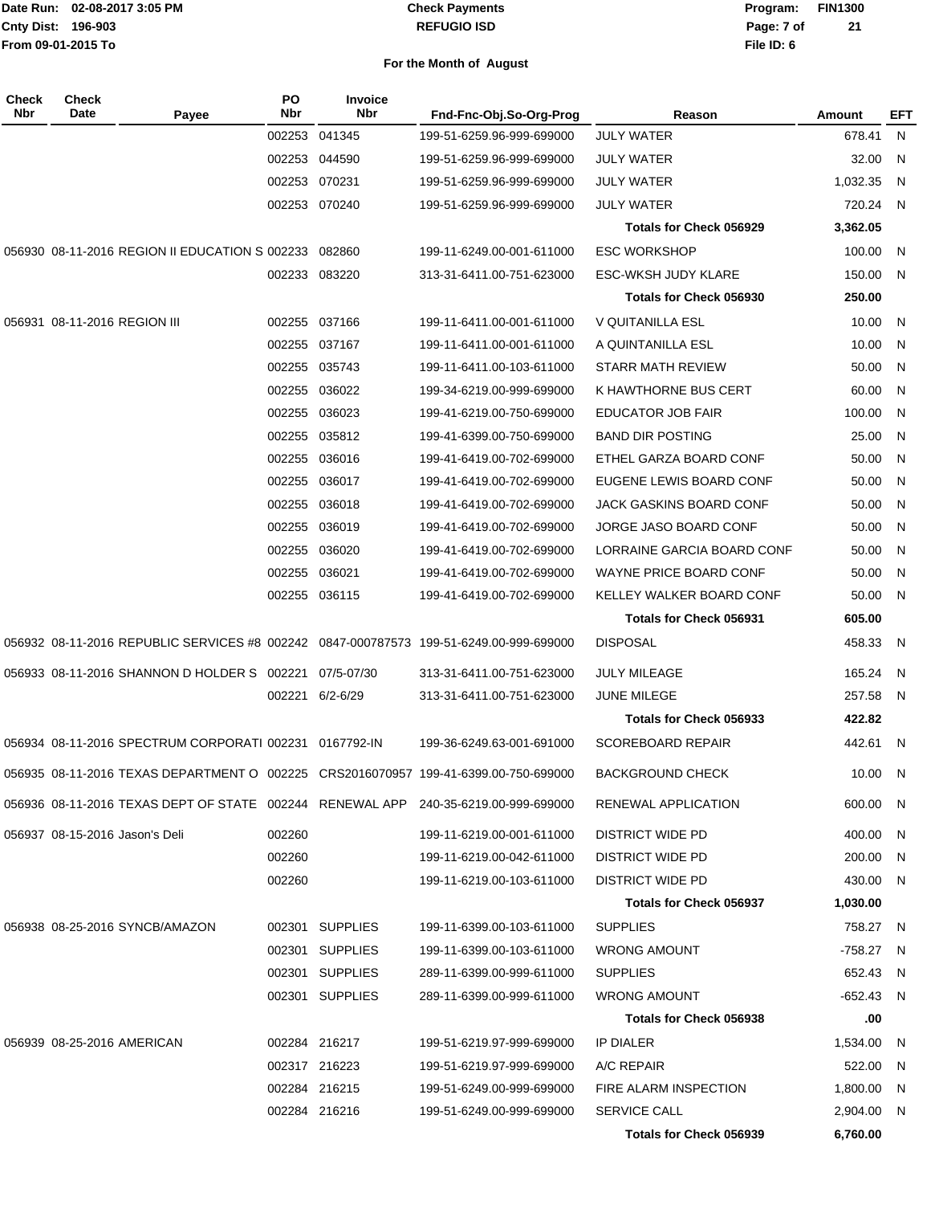**Check Payments**
**REFUGIO ISD**

Date Run: 02-08-2017 3:05 PM
Cnty Dist: 196-903
From 09-01-2015 To

Program: FIN1300
File ID: 6

## For the Month of August

| Check Nbr | Check Date | Payee | PO Nbr | Invoice Nbr | Fnd-Fnc-Obj.So-Org-Prog | Reason | Amount | EFT |
|---|---|---|---|---|---|---|---|---|
| | | | 002253 | 041345 | 199-51-6259.96-999-699000 | JULY WATER | 678.41 | N |
| | | | 002253 | 044590 | 199-51-6259.96-999-699000 | JULY WATER | 32.00 | N |
| | | | 002253 | 070231 | 199-51-6259.96-999-699000 | JULY WATER | 1,032.35 | N |
| | | | 002253 | 070240 | 199-51-6259.96-999-699000 | JULY WATER | 720.24 | N |
| | | | | | | **Totals for Check 056929** | **3,362.05** | |
| 056930 | 08-11-2016 | REGION II EDUCATION S | 002233 | 082860 | 199-11-6249.00-001-611000 | ESC WORKSHOP | 100.00 | N |
| | | | 002233 | 083220 | 313-31-6411.00-751-623000 | ESC-WKSH JUDY KLARE | 150.00 | N |
| | | | | | | **Totals for Check 056930** | **250.00** | |
| 056931 | 08-11-2016 | REGION III | 002255 | 037166 | 199-11-6411.00-001-611000 | V QUITANILLA ESL | 10.00 | N |
| | | | 002255 | 037167 | 199-11-6411.00-001-611000 | A QUINTANILLA ESL | 10.00 | N |
| | | | 002255 | 035743 | 199-11-6411.00-103-611000 | STARR MATH REVIEW | 50.00 | N |
| | | | 002255 | 036022 | 199-34-6219.00-999-699000 | K HAWTHORNE BUS CERT | 60.00 | N |
| | | | 002255 | 036023 | 199-41-6219.00-750-699000 | EDUCATOR JOB FAIR | 100.00 | N |
| | | | 002255 | 035812 | 199-41-6399.00-750-699000 | BAND DIR POSTING | 25.00 | N |
| | | | 002255 | 036016 | 199-41-6419.00-702-699000 | ETHEL GARZA BOARD CONF | 50.00 | N |
| | | | 002255 | 036017 | 199-41-6419.00-702-699000 | EUGENE LEWIS BOARD CONF | 50.00 | N |
| | | | 002255 | 036018 | 199-41-6419.00-702-699000 | JACK GASKINS BOARD CONF | 50.00 | N |
| | | | 002255 | 036019 | 199-41-6419.00-702-699000 | JORGE JASO BOARD CONF | 50.00 | N |
| | | | 002255 | 036020 | 199-41-6419.00-702-699000 | LORRAINE GARCIA BOARD CONF | 50.00 | N |
| | | | 002255 | 036021 | 199-41-6419.00-702-699000 | WAYNE PRICE BOARD CONF | 50.00 | N |
| | | | 002255 | 036115 | 199-41-6419.00-702-699000 | KELLEY WALKER BOARD CONF | 50.00 | N |
| | | | | | | **Totals for Check 056931** | **605.00** | |
| 056932 | 08-11-2016 | REPUBLIC SERVICES #8 | 002242 | 0847-000787573 | 199-51-6249.00-999-699000 | DISPOSAL | 458.33 | N |
| 056933 | 08-11-2016 | SHANNON D HOLDER S | 002221 | 07/5-07/30 | 313-31-6411.00-751-623000 | JULY MILEAGE | 165.24 | N |
| | | | 002221 | 6/2-6/29 | 313-31-6411.00-751-623000 | JUNE MILEGE | 257.58 | N |
| | | | | | | **Totals for Check 056933** | **422.82** | |
| 056934 | 08-11-2016 | SPECTRUM CORPORATI | 002231 | 0167792-IN | 199-36-6249.63-001-691000 | SCOREBOARD REPAIR | 442.61 | N |
| 056935 | 08-11-2016 | TEXAS DEPARTMENT O | 002225 | CRS2016070957 | 199-41-6399.00-750-699000 | BACKGROUND CHECK | 10.00 | N |
| 056936 | 08-11-2016 | TEXAS DEPT OF STATE | 002244 | RENEWAL APP | 240-35-6219.00-999-699000 | RENEWAL APPLICATION | 600.00 | N |
| 056937 | 08-15-2016 | Jason's Deli | 002260 | | 199-11-6219.00-001-611000 | DISTRICT WIDE PD | 400.00 | N |
| | | | 002260 | | 199-11-6219.00-042-611000 | DISTRICT WIDE PD | 200.00 | N |
| | | | 002260 | | 199-11-6219.00-103-611000 | DISTRICT WIDE PD | 430.00 | N |
| | | | | | | **Totals for Check 056937** | **1,030.00** | |
| 056938 | 08-25-2016 | SYNCB/AMAZON | 002301 | SUPPLIES | 199-11-6399.00-103-611000 | SUPPLIES | 758.27 | N |
| | | | 002301 | SUPPLIES | 199-11-6399.00-103-611000 | WRONG AMOUNT | -758.27 | N |
| | | | 002301 | SUPPLIES | 289-11-6399.00-999-611000 | SUPPLIES | 652.43 | N |
| | | | 002301 | SUPPLIES | 289-11-6399.00-999-611000 | WRONG AMOUNT | -652.43 | N |
| | | | | | | **Totals for Check 056938** | **.00** | |
| 056939 | 08-25-2016 | AMERICAN | 002284 | 216217 | 199-51-6219.97-999-699000 | IP DIALER | 1,534.00 | N |
| | | | 002317 | 216223 | 199-51-6219.97-999-699000 | A/C REPAIR | 522.00 | N |
| | | | 002284 | 216215 | 199-51-6249.00-999-699000 | FIRE ALARM INSPECTION | 1,800.00 | N |
| | | | 002284 | 216216 | 199-51-6249.00-999-699000 | SERVICE CALL | 2,904.00 | N |
| | | | | | | **Totals for Check 056939** | **6,760.00** | |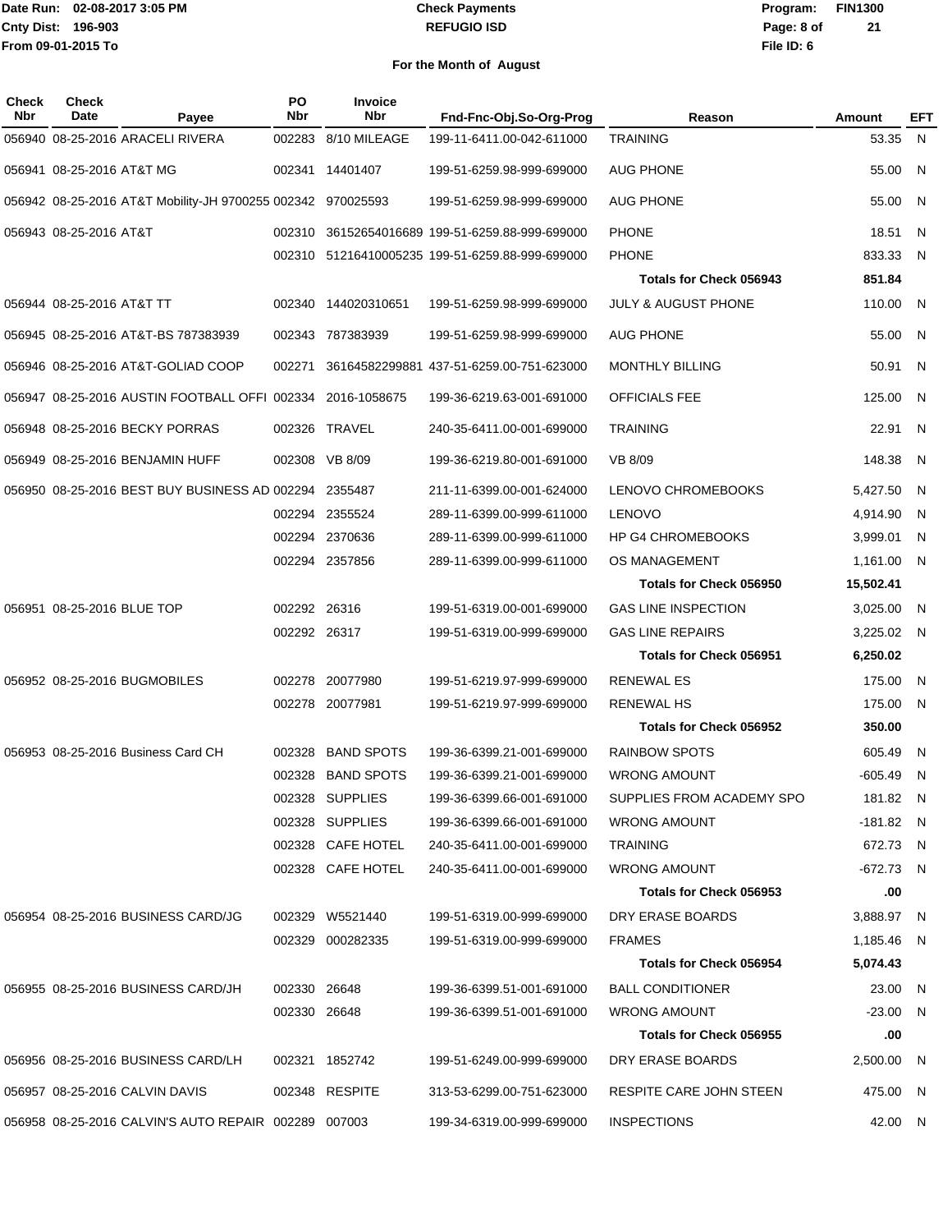# Check Payments

**REFUGIO ISD**

Date Run: 02-08-2017 3:05 PM
Cnty Dist: 196-903
From 09-01-2015 To

Program: FIN1300
File ID: 6

## For the Month of August

| Check Nbr | Check Date | Payee | PO Nbr | Invoice Nbr | Fnd-Fnc-Obj.So-Org-Prog | Reason | Amount | EFT |
|---|---|---|---|---|---|---|---|---|
| 056940 | 08-25-2016 | ARACELI RIVERA | 002283 | 8/10 MILEAGE | 199-11-6411.00-042-611000 | TRAINING | 53.35 | N |
| 056941 | 08-25-2016 | AT&T MG | 002341 | 14401407 | 199-51-6259.98-999-699000 | AUG PHONE | 55.00 | N |
| 056942 | 08-25-2016 | AT&T Mobility-JH 9700255 | 002342 | 970025593 | 199-51-6259.98-999-699000 | AUG PHONE | 55.00 | N |
| 056943 | 08-25-2016 | AT&T | 002310 | 36152654016689 | 199-51-6259.88-999-699000 | PHONE | 18.51 | N |
| | | | 002310 | 51216410005235 | 199-51-6259.88-999-699000 | PHONE | 833.33 | N |
| | | | | | | **Totals for Check 056943** | **851.84** | |
| 056944 | 08-25-2016 | AT&T TT | 002340 | 144020310651 | 199-51-6259.98-999-699000 | JULY & AUGUST PHONE | 110.00 | N |
| 056945 | 08-25-2016 | AT&T-BS 787383939 | 002343 | 787383939 | 199-51-6259.98-999-699000 | AUG PHONE | 55.00 | N |
| 056946 | 08-25-2016 | AT&T-GOLIAD COOP | 002271 | 36164582299881 | 437-51-6259.00-751-623000 | MONTHLY BILLING | 50.91 | N |
| 056947 | 08-25-2016 | AUSTIN FOOTBALL OFFI | 002334 | 2016-1058675 | 199-36-6219.63-001-691000 | OFFICIALS FEE | 125.00 | N |
| 056948 | 08-25-2016 | BECKY PORRAS | 002326 | TRAVEL | 240-35-6411.00-001-699000 | TRAINING | 22.91 | N |
| 056949 | 08-25-2016 | BENJAMIN HUFF | 002308 | VB 8/09 | 199-36-6219.80-001-691000 | VB 8/09 | 148.38 | N |
| 056950 | 08-25-2016 | BEST BUY BUSINESS AD | 002294 | 2355487 | 211-11-6399.00-001-624000 | LENOVO CHROMEBOOKS | 5,427.50 | N |
| | | | 002294 | 2355524 | 289-11-6399.00-999-611000 | LENOVO | 4,914.90 | N |
| | | | 002294 | 2370636 | 289-11-6399.00-999-611000 | HP G4 CHROMEBOOKS | 3,999.01 | N |
| | | | 002294 | 2357856 | 289-11-6399.00-999-611000 | OS MANAGEMENT | 1,161.00 | N |
| | | | | | | **Totals for Check 056950** | **15,502.41** | |
| 056951 | 08-25-2016 | BLUE TOP | 002292 | 26316 | 199-51-6319.00-001-699000 | GAS LINE INSPECTION | 3,025.00 | N |
| | | | 002292 | 26317 | 199-51-6319.00-999-699000 | GAS LINE REPAIRS | 3,225.02 | N |
| | | | | | | **Totals for Check 056951** | **6,250.02** | |
| 056952 | 08-25-2016 | BUGMOBILES | 002278 | 20077980 | 199-51-6219.97-999-699000 | RENEWAL ES | 175.00 | N |
| | | | 002278 | 20077981 | 199-51-6219.97-999-699000 | RENEWAL HS | 175.00 | N |
| | | | | | | **Totals for Check 056952** | **350.00** | |
| 056953 | 08-25-2016 | Business Card CH | 002328 | BAND SPOTS | 199-36-6399.21-001-699000 | RAINBOW SPOTS | 605.49 | N |
| | | | 002328 | BAND SPOTS | 199-36-6399.21-001-699000 | WRONG AMOUNT | -605.49 | N |
| | | | 002328 | SUPPLIES | 199-36-6399.66-001-691000 | SUPPLIES FROM ACADEMY SPO | 181.82 | N |
| | | | 002328 | SUPPLIES | 199-36-6399.66-001-691000 | WRONG AMOUNT | -181.82 | N |
| | | | 002328 | CAFE HOTEL | 240-35-6411.00-001-699000 | TRAINING | 672.73 | N |
| | | | 002328 | CAFE HOTEL | 240-35-6411.00-001-699000 | WRONG AMOUNT | -672.73 | N |
| | | | | | | **Totals for Check 056953** | **.00** | |
| 056954 | 08-25-2016 | BUSINESS CARD/JG | 002329 | W5521440 | 199-51-6319.00-999-699000 | DRY ERASE BOARDS | 3,888.97 | N |
| | | | 002329 | 000282335 | 199-51-6319.00-999-699000 | FRAMES | 1,185.46 | N |
| | | | | | | **Totals for Check 056954** | **5,074.43** | |
| 056955 | 08-25-2016 | BUSINESS CARD/JH | 002330 | 26648 | 199-36-6399.51-001-691000 | BALL CONDITIONER | 23.00 | N |
| | | | 002330 | 26648 | 199-36-6399.51-001-691000 | WRONG AMOUNT | -23.00 | N |
| | | | | | | **Totals for Check 056955** | **.00** | |
| 056956 | 08-25-2016 | BUSINESS CARD/LH | 002321 | 1852742 | 199-51-6249.00-999-699000 | DRY ERASE BOARDS | 2,500.00 | N |
| 056957 | 08-25-2016 | CALVIN DAVIS | 002348 | RESPITE | 313-53-6299.00-751-623000 | RESPITE CARE JOHN STEEN | 475.00 | N |
| 056958 | 08-25-2016 | CALVIN'S AUTO REPAIR | 002289 | 007003 | 199-34-6319.00-999-699000 | INSPECTIONS | 42.00 | N |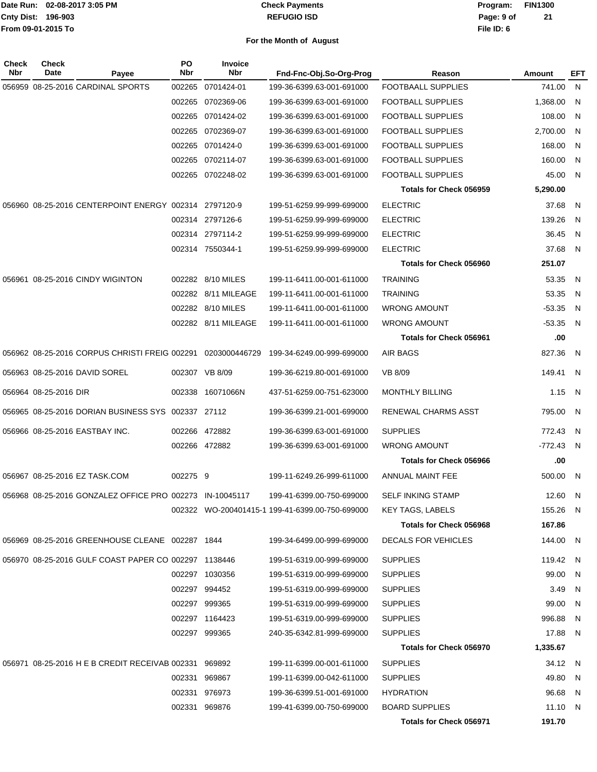**Check Payments**
**REFUGIO ISD**

Date Run: 02-08-2017 3:05 PM
Cnty Dist: 196-903
From 09-01-2015 To

Program: FIN1300
File ID: 6

**For the Month of August**

| Check Nbr | Check Date | Payee | PO Nbr | Invoice Nbr | Fnd-Fnc-Obj.So-Org-Prog | Reason | Amount | EFT |
|---|---|---|---|---|---|---|---|---|
| 056959 | 08-25-2016 | CARDINAL SPORTS | 002265 | 0701424-01 | 199-36-6399.63-001-691000 | FOOTBAALL SUPPLIES | 741.00 | N |
| | | | 002265 | 0702369-06 | 199-36-6399.63-001-691000 | FOOTBALL SUPPLIES | 1,368.00 | N |
| | | | 002265 | 0701424-02 | 199-36-6399.63-001-691000 | FOOTBALL SUPPLIES | 108.00 | N |
| | | | 002265 | 0702369-07 | 199-36-6399.63-001-691000 | FOOTBALL SUPPLIES | 2,700.00 | N |
| | | | 002265 | 0701424-0 | 199-36-6399.63-001-691000 | FOOTBALL SUPPLIES | 168.00 | N |
| | | | 002265 | 0702114-07 | 199-36-6399.63-001-691000 | FOOTBALL SUPPLIES | 160.00 | N |
| | | | 002265 | 0702248-02 | 199-36-6399.63-001-691000 | FOOTBALL SUPPLIES | 45.00 | N |
| | | | | | | **Totals for Check 056959** | **5,290.00** | |
| 056960 | 08-25-2016 | CENTERPOINT ENERGY | 002314 | 2797120-9 | 199-51-6259.99-999-699000 | ELECTRIC | 37.68 | N |
| | | | 002314 | 2797126-6 | 199-51-6259.99-999-699000 | ELECTRIC | 139.26 | N |
| | | | 002314 | 2797114-2 | 199-51-6259.99-999-699000 | ELECTRIC | 36.45 | N |
| | | | 002314 | 7550344-1 | 199-51-6259.99-999-699000 | ELECTRIC | 37.68 | N |
| | | | | | | **Totals for Check 056960** | **251.07** | |
| 056961 | 08-25-2016 | CINDY WIGINTON | 002282 | 8/10 MILES | 199-11-6411.00-001-611000 | TRAINING | 53.35 | N |
| | | | 002282 | 8/11 MILEAGE | 199-11-6411.00-001-611000 | TRAINING | 53.35 | N |
| | | | 002282 | 8/10 MILES | 199-11-6411.00-001-611000 | WRONG AMOUNT | -53.35 | N |
| | | | 002282 | 8/11 MILEAGE | 199-11-6411.00-001-611000 | WRONG AMOUNT | -53.35 | N |
| | | | | | | **Totals for Check 056961** | **.00** | |
| 056962 | 08-25-2016 | CORPUS CHRISTI FREIG | 002291 | 0203000446729 | 199-34-6249.00-999-699000 | AIR BAGS | 827.36 | N |
| 056963 | 08-25-2016 | DAVID SOREL | 002307 | VB 8/09 | 199-36-6219.80-001-691000 | VB 8/09 | 149.41 | N |
| 056964 | 08-25-2016 | DIR | 002338 | 16071066N | 437-51-6259.00-751-623000 | MONTHLY BILLING | 1.15 | N |
| 056965 | 08-25-2016 | DORIAN BUSINESS SYS | 002337 | 27112 | 199-36-6399.21-001-699000 | RENEWAL CHARMS ASST | 795.00 | N |
| 056966 | 08-25-2016 | EASTBAY INC. | 002266 | 472882 | 199-36-6399.63-001-691000 | SUPPLIES | 772.43 | N |
| | | | 002266 | 472882 | 199-36-6399.63-001-691000 | WRONG AMOUNT | -772.43 | N |
| | | | | | | **Totals for Check 056966** | **.00** | |
| 056967 | 08-25-2016 | EZ TASK.COM | 002275 | 9 | 199-11-6249.26-999-611000 | ANNUAL MAINT FEE | 500.00 | N |
| 056968 | 08-25-2016 | GONZALEZ OFFICE PRO | 002273 | IN-10045117 | 199-41-6399.00-750-699000 | SELF INKING STAMP | 12.60 | N |
| | | | 002322 | WO-200401415-1 | 199-41-6399.00-750-699000 | KEY TAGS, LABELS | 155.26 | N |
| | | | | | | **Totals for Check 056968** | **167.86** | |
| 056969 | 08-25-2016 | GREENHOUSE CLEANE | 002287 | 1844 | 199-34-6499.00-999-699000 | DECALS FOR VEHICLES | 144.00 | N |
| 056970 | 08-25-2016 | GULF COAST PAPER CO | 002297 | 1138446 | 199-51-6319.00-999-699000 | SUPPLIES | 119.42 | N |
| | | | 002297 | 1030356 | 199-51-6319.00-999-699000 | SUPPLIES | 99.00 | N |
| | | | 002297 | 994452 | 199-51-6319.00-999-699000 | SUPPLIES | 3.49 | N |
| | | | 002297 | 999365 | 199-51-6319.00-999-699000 | SUPPLIES | 99.00 | N |
| | | | 002297 | 1164423 | 199-51-6319.00-999-699000 | SUPPLIES | 996.88 | N |
| | | | 002297 | 999365 | 240-35-6342.81-999-699000 | SUPPLIES | 17.88 | N |
| | | | | | | **Totals for Check 056970** | **1,335.67** | |
| 056971 | 08-25-2016 | H E B CREDIT RECEIVAB | 002331 | 969892 | 199-11-6399.00-001-611000 | SUPPLIES | 34.12 | N |
| | | | 002331 | 969867 | 199-11-6399.00-042-611000 | SUPPLIES | 49.80 | N |
| | | | 002331 | 976973 | 199-36-6399.51-001-691000 | HYDRATION | 96.68 | N |
| | | | 002331 | 969876 | 199-41-6399.00-750-699000 | BOARD SUPPLIES | 11.10 | N |
| | | | | | | **Totals for Check 056971** | **191.70** | |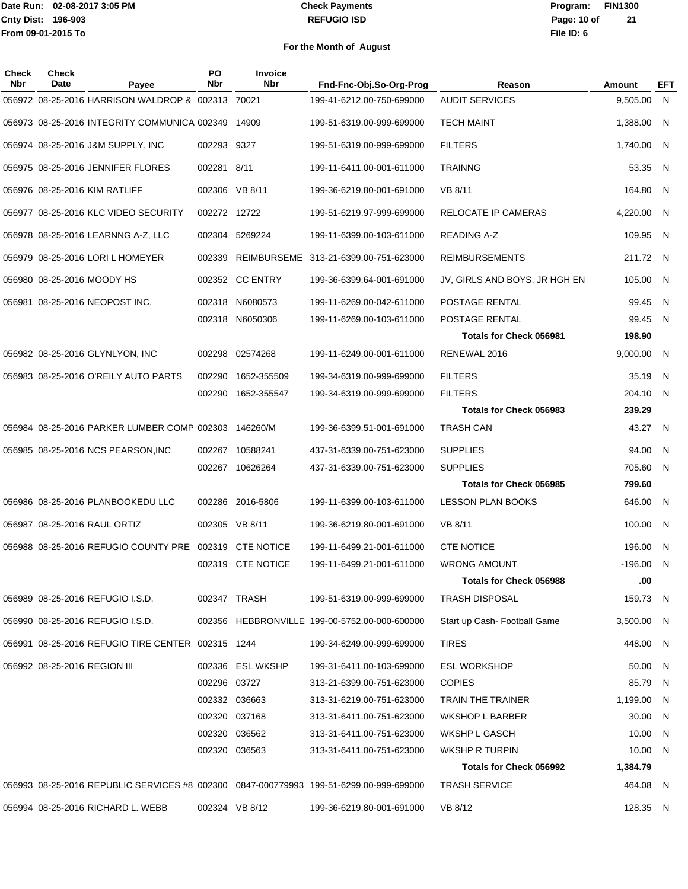Date Run: 02-08-2017 3:05 PM
Cnty Dist: 196-903
From 09-01-2015 To

# Check Payments
## REFUGIO ISD
### For the Month of August

Program: FIN1300
File ID: 6

| Check Nbr | Check Date | Payee | PO Nbr | Invoice Nbr | Fnd-Fnc-Obj.So-Org-Prog | Reason | Amount | EFT |
|---|---|---|---|---|---|---|---|---|
| 056972 | 08-25-2016 | HARRISON WALDROP & | 002313 | 70021 | 199-41-6212.00-750-699000 | AUDIT SERVICES | 9,505.00 | N |
| 056973 | 08-25-2016 | INTEGRITY COMMUNICA | 002349 | 14909 | 199-51-6319.00-999-699000 | TECH MAINT | 1,388.00 | N |
| 056974 | 08-25-2016 | J&M SUPPLY, INC | 002293 | 9327 | 199-51-6319.00-999-699000 | FILTERS | 1,740.00 | N |
| 056975 | 08-25-2016 | JENNIFER FLORES | 002281 | 8/11 | 199-11-6411.00-001-611000 | TRAINNG | 53.35 | N |
| 056976 | 08-25-2016 | KIM RATLIFF | 002306 | VB 8/11 | 199-36-6219.80-001-691000 | VB 8/11 | 164.80 | N |
| 056977 | 08-25-2016 | KLC VIDEO SECURITY | 002272 | 12722 | 199-51-6219.97-999-699000 | RELOCATE IP CAMERAS | 4,220.00 | N |
| 056978 | 08-25-2016 | LEARNNG A-Z, LLC | 002304 | 5269224 | 199-11-6399.00-103-611000 | READING A-Z | 109.95 | N |
| 056979 | 08-25-2016 | LORI L HOMEYER | 002339 | REIMBURSEME | 313-21-6399.00-751-623000 | REIMBURSEMENTS | 211.72 | N |
| 056980 | 08-25-2016 | MOODY HS | 002352 | CC ENTRY | 199-36-6399.64-001-691000 | JV, GIRLS AND BOYS, JR HGH EN | 105.00 | N |
| 056981 | 08-25-2016 | NEOPOST INC. | 002318 | N6080573 | 199-11-6269.00-042-611000 | POSTAGE RENTAL | 99.45 | N |
| | | | 002318 | N6050306 | 199-11-6269.00-103-611000 | POSTAGE RENTAL | 99.45 | N |
| | | | | | | **Totals for Check 056981** | **198.90** | |
| 056982 | 08-25-2016 | GLYNLYON, INC | 002298 | 02574268 | 199-11-6249.00-001-611000 | RENEWAL 2016 | 9,000.00 | N |
| 056983 | 08-25-2016 | O'REILY AUTO PARTS | 002290 | 1652-355509 | 199-34-6319.00-999-699000 | FILTERS | 35.19 | N |
| | | | 002290 | 1652-355547 | 199-34-6319.00-999-699000 | FILTERS | 204.10 | N |
| | | | | | | **Totals for Check 056983** | **239.29** | |
| 056984 | 08-25-2016 | PARKER LUMBER COMP | 002303 | 146260/M | 199-36-6399.51-001-691000 | TRASH CAN | 43.27 | N |
| 056985 | 08-25-2016 | NCS PEARSON,INC | 002267 | 10588241 | 437-31-6339.00-751-623000 | SUPPLIES | 94.00 | N |
| | | | 002267 | 10626264 | 437-31-6339.00-751-623000 | SUPPLIES | 705.60 | N |
| | | | | | | **Totals for Check 056985** | **799.60** | |
| 056986 | 08-25-2016 | PLANBOOKEDU LLC | 002286 | 2016-5806 | 199-11-6399.00-103-611000 | LESSON PLAN BOOKS | 646.00 | N |
| 056987 | 08-25-2016 | RAUL ORTIZ | 002305 | VB 8/11 | 199-36-6219.80-001-691000 | VB 8/11 | 100.00 | N |
| 056988 | 08-25-2016 | REFUGIO COUNTY PRE | 002319 | CTE NOTICE | 199-11-6499.21-001-611000 | CTE NOTICE | 196.00 | N |
| | | | 002319 | CTE NOTICE | 199-11-6499.21-001-611000 | WRONG AMOUNT | -196.00 | N |
| | | | | | | **Totals for Check 056988** | **.00** | |
| 056989 | 08-25-2016 | REFUGIO I.S.D. | 002347 | TRASH | 199-51-6319.00-999-699000 | TRASH DISPOSAL | 159.73 | N |
| 056990 | 08-25-2016 | REFUGIO I.S.D. | 002356 | HEBBRONVILLE | 199-00-5752.00-000-600000 | Start up Cash- Football Game | 3,500.00 | N |
| 056991 | 08-25-2016 | REFUGIO TIRE CENTER | 002315 | 1244 | 199-34-6249.00-999-699000 | TIRES | 448.00 | N |
| 056992 | 08-25-2016 | REGION III | 002336 | ESL WKSHP | 199-31-6411.00-103-699000 | ESL WORKSHOP | 50.00 | N |
| | | | 002296 | 03727 | 313-21-6399.00-751-623000 | COPIES | 85.79 | N |
| | | | 002332 | 036663 | 313-31-6219.00-751-623000 | TRAIN THE TRAINER | 1,199.00 | N |
| | | | 002320 | 037168 | 313-31-6411.00-751-623000 | WKSHOP L BARBER | 30.00 | N |
| | | | 002320 | 036562 | 313-31-6411.00-751-623000 | WKSHP L GASCH | 10.00 | N |
| | | | 002320 | 036563 | 313-31-6411.00-751-623000 | WKSHP R TURPIN | 10.00 | N |
| | | | | | | **Totals for Check 056992** | **1,384.79** | |
| 056993 | 08-25-2016 | REPUBLIC SERVICES #8 | 002300 | 0847-000779993 | 199-51-6299.00-999-699000 | TRASH SERVICE | 464.08 | N |
| 056994 | 08-25-2016 | RICHARD L. WEBB | 002324 | VB 8/12 | 199-36-6219.80-001-691000 | VB 8/12 | 128.35 | N |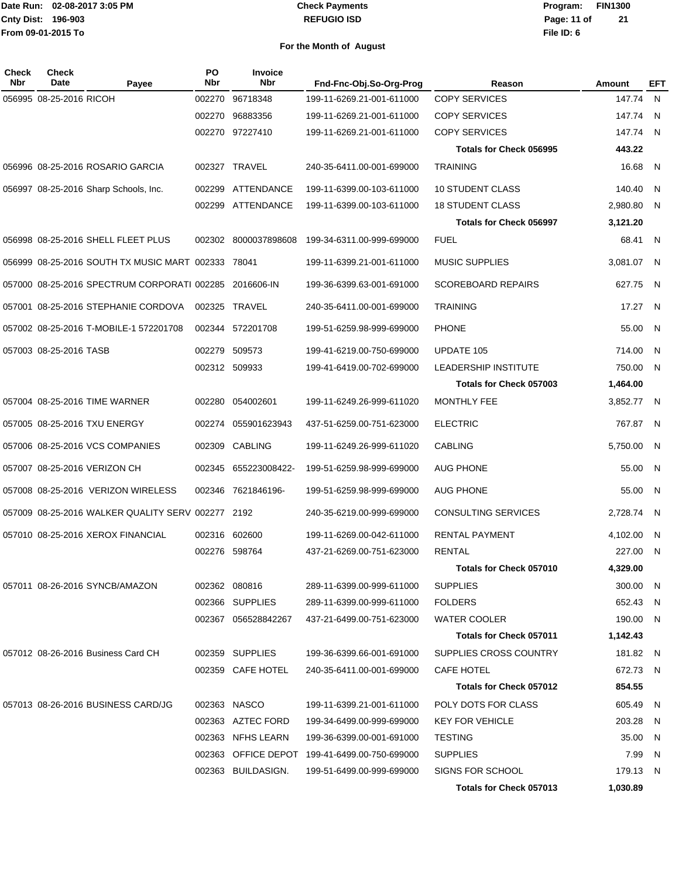Date Run: 02-08-2017 3:05 PM
Cnty Dist: 196-903
From 09-01-2015 To

# Check Payments
## REFUGIO ISD

Program: FIN1300
File ID: 6

### For the Month of August

| Check Nbr | Check Date | Payee | PO Nbr | Invoice Nbr | Fnd-Fnc-Obj.So-Org-Prog | Reason | Amount | EFT |
|---|---|---|---|---|---|---|---|---|
| 056995 | 08-25-2016 | RICOH | 002270 | 96718348 | 199-11-6269.21-001-611000 | COPY SERVICES | 147.74 | N |
| | | | 002270 | 96883356 | 199-11-6269.21-001-611000 | COPY SERVICES | 147.74 | N |
| | | | 002270 | 97227410 | 199-11-6269.21-001-611000 | COPY SERVICES | 147.74 | N |
| | | | | | | **Totals for Check 056995** | **443.22** | |
| 056996 | 08-25-2016 | ROSARIO GARCIA | 002327 | TRAVEL | 240-35-6411.00-001-699000 | TRAINING | 16.68 | N |
| 056997 | 08-25-2016 | Sharp Schools, Inc. | 002299 | ATTENDANCE | 199-11-6399.00-103-611000 | 10 STUDENT CLASS | 140.40 | N |
| | | | 002299 | ATTENDANCE | 199-11-6399.00-103-611000 | 18 STUDENT CLASS | 2,980.80 | N |
| | | | | | | **Totals for Check 056997** | **3,121.20** | |
| 056998 | 08-25-2016 | SHELL FLEET PLUS | 002302 | 8000037898608 | 199-34-6311.00-999-699000 | FUEL | 68.41 | N |
| 056999 | 08-25-2016 | SOUTH TX MUSIC MART | 002333 | 78041 | 199-11-6399.21-001-611000 | MUSIC SUPPLIES | 3,081.07 | N |
| 057000 | 08-25-2016 | SPECTRUM CORPORATI | 002285 | 2016606-IN | 199-36-6399.63-001-691000 | SCOREBOARD REPAIRS | 627.75 | N |
| 057001 | 08-25-2016 | STEPHANIE CORDOVA | 002325 | TRAVEL | 240-35-6411.00-001-699000 | TRAINING | 17.27 | N |
| 057002 | 08-25-2016 | T-MOBILE-1 572201708 | 002344 | 572201708 | 199-51-6259.98-999-699000 | PHONE | 55.00 | N |
| 057003 | 08-25-2016 | TASB | 002279 | 509573 | 199-41-6219.00-750-699000 | UPDATE 105 | 714.00 | N |
| | | | 002312 | 509933 | 199-41-6419.00-702-699000 | LEADERSHIP INSTITUTE | 750.00 | N |
| | | | | | | **Totals for Check 057003** | **1,464.00** | |
| 057004 | 08-25-2016 | TIME WARNER | 002280 | 054002601 | 199-11-6249.26-999-611020 | MONTHLY FEE | 3,852.77 | N |
| 057005 | 08-25-2016 | TXU ENERGY | 002274 | 055901623943 | 437-51-6259.00-751-623000 | ELECTRIC | 767.87 | N |
| 057006 | 08-25-2016 | VCS COMPANIES | 002309 | CABLING | 199-11-6249.26-999-611020 | CABLING | 5,750.00 | N |
| 057007 | 08-25-2016 | VERIZON CH | 002345 | 655223008422- | 199-51-6259.98-999-699000 | AUG PHONE | 55.00 | N |
| 057008 | 08-25-2016 | VERIZON WIRELESS | 002346 | 7621846196- | 199-51-6259.98-999-699000 | AUG PHONE | 55.00 | N |
| 057009 | 08-25-2016 | WALKER QUALITY SERV | 002277 | 2192 | 240-35-6219.00-999-699000 | CONSULTING SERVICES | 2,728.74 | N |
| 057010 | 08-25-2016 | XEROX FINANCIAL | 002316 | 602600 | 199-11-6269.00-042-611000 | RENTAL PAYMENT | 4,102.00 | N |
| | | | 002276 | 598764 | 437-21-6269.00-751-623000 | RENTAL | 227.00 | N |
| | | | | | | **Totals for Check 057010** | **4,329.00** | |
| 057011 | 08-26-2016 | SYNCB/AMAZON | 002362 | 080816 | 289-11-6399.00-999-611000 | SUPPLIES | 300.00 | N |
| | | | 002366 | SUPPLIES | 289-11-6399.00-999-611000 | FOLDERS | 652.43 | N |
| | | | 002367 | 056528842267 | 437-21-6499.00-751-623000 | WATER COOLER | 190.00 | N |
| | | | | | | **Totals for Check 057011** | **1,142.43** | |
| 057012 | 08-26-2016 | Business Card CH | 002359 | SUPPLIES | 199-36-6399.66-001-691000 | SUPPLIES CROSS COUNTRY | 181.82 | N |
| | | | 002359 | CAFE HOTEL | 240-35-6411.00-001-699000 | CAFE HOTEL | 672.73 | N |
| | | | | | | **Totals for Check 057012** | **854.55** | |
| 057013 | 08-26-2016 | BUSINESS CARD/JG | 002363 | NASCO | 199-11-6399.21-001-611000 | POLY DOTS FOR CLASS | 605.49 | N |
| | | | 002363 | AZTEC FORD | 199-34-6499.00-999-699000 | KEY FOR VEHICLE | 203.28 | N |
| | | | 002363 | NFHS LEARN | 199-36-6399.00-001-691000 | TESTING | 35.00 | N |
| | | | 002363 | OFFICE DEPOT | 199-41-6499.00-750-699000 | SUPPLIES | 7.99 | N |
| | | | 002363 | BUILDASIGN. | 199-51-6499.00-999-699000 | SIGNS FOR SCHOOL | 179.13 | N |
| | | | | | | **Totals for Check 057013** | **1,030.89** | |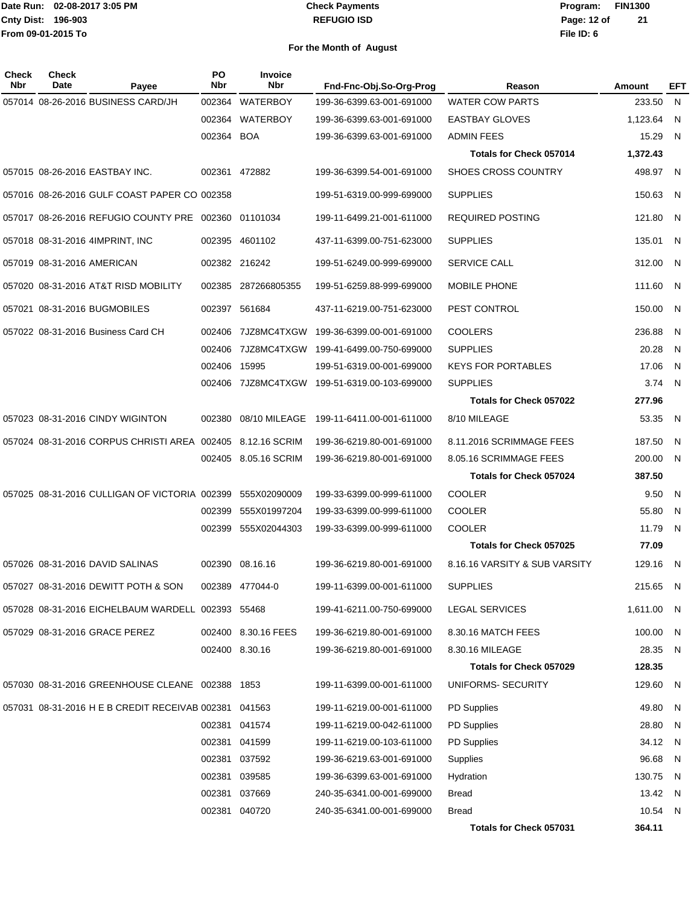Date Run: 02-08-2017 3:05 PM
Cnty Dist: 196-903
From 09-01-2015 To

**Check Payments**
**REFUGIO ISD**

Program: FIN1300
File ID: 6

**For the Month of August**

| Check Nbr | Check Date | Payee | PO Nbr | Invoice Nbr | Fnd-Fnc-Obj.So-Org-Prog | Reason | Amount | EFT |
|---|---|---|---|---|---|---|---|---|
| 057014 | 08-26-2016 | BUSINESS CARD/JH | 002364 | WATERBOY | 199-36-6399.63-001-691000 | WATER COW PARTS | 233.50 | N |
| | | | 002364 | WATERBOY | 199-36-6399.63-001-691000 | EASTBAY GLOVES | 1,123.64 | N |
| | | | 002364 | BOA | 199-36-6399.63-001-691000 | ADMIN FEES | 15.29 | N |
| | | | | | | **Totals for Check 057014** | **1,372.43** | |
| 057015 | 08-26-2016 | EASTBAY INC. | 002361 | 472882 | 199-36-6399.54-001-691000 | SHOES CROSS COUNTRY | 498.97 | N |
| 057016 | 08-26-2016 | GULF COAST PAPER CO | 002358 | | 199-51-6319.00-999-699000 | SUPPLIES | 150.63 | N |
| 057017 | 08-26-2016 | REFUGIO COUNTY PRE | 002360 | 01101034 | 199-11-6499.21-001-611000 | REQUIRED POSTING | 121.80 | N |
| 057018 | 08-31-2016 | 4IMPRINT, INC | 002395 | 4601102 | 437-11-6399.00-751-623000 | SUPPLIES | 135.01 | N |
| 057019 | 08-31-2016 | AMERICAN | 002382 | 216242 | 199-51-6249.00-999-699000 | SERVICE CALL | 312.00 | N |
| 057020 | 08-31-2016 | AT&T RISD MOBILITY | 002385 | 287266805355 | 199-51-6259.88-999-699000 | MOBILE PHONE | 111.60 | N |
| 057021 | 08-31-2016 | BUGMOBILES | 002397 | 561684 | 437-11-6219.00-751-623000 | PEST CONTROL | 150.00 | N |
| 057022 | 08-31-2016 | Business Card CH | 002406 | 7JZ8MC4TXGW | 199-36-6399.00-001-691000 | COOLERS | 236.88 | N |
| | | | 002406 | 7JZ8MC4TXGW | 199-41-6499.00-750-699000 | SUPPLIES | 20.28 | N |
| | | | 002406 | 15995 | 199-51-6319.00-001-699000 | KEYS FOR PORTABLES | 17.06 | N |
| | | | 002406 | 7JZ8MC4TXGW | 199-51-6319.00-103-699000 | SUPPLIES | 3.74 | N |
| | | | | | | **Totals for Check 057022** | **277.96** | |
| 057023 | 08-31-2016 | CINDY WIGINTON | 002380 | 08/10 MILEAGE | 199-11-6411.00-001-611000 | 8/10 MILEAGE | 53.35 | N |
| 057024 | 08-31-2016 | CORPUS CHRISTI AREA | 002405 | 8.12.16 SCRIM | 199-36-6219.80-001-691000 | 8.11.2016 SCRIMMAGE FEES | 187.50 | N |
| | | | 002405 | 8.05.16 SCRIM | 199-36-6219.80-001-691000 | 8.05.16 SCRIMMAGE FEES | 200.00 | N |
| | | | | | | **Totals for Check 057024** | **387.50** | |
| 057025 | 08-31-2016 | CULLIGAN OF VICTORIA | 002399 | 555X02090009 | 199-33-6399.00-999-611000 | COOLER | 9.50 | N |
| | | | 002399 | 555X01997204 | 199-33-6399.00-999-611000 | COOLER | 55.80 | N |
| | | | 002399 | 555X02044303 | 199-33-6399.00-999-611000 | COOLER | 11.79 | N |
| | | | | | | **Totals for Check 057025** | **77.09** | |
| 057026 | 08-31-2016 | DAVID SALINAS | 002390 | 08.16.16 | 199-36-6219.80-001-691000 | 8.16.16 VARSITY & SUB VARSITY | 129.16 | N |
| 057027 | 08-31-2016 | DEWITT POTH & SON | 002389 | 477044-0 | 199-11-6399.00-001-611000 | SUPPLIES | 215.65 | N |
| 057028 | 08-31-2016 | EICHELBAUM WARDELL | 002393 | 55468 | 199-41-6211.00-750-699000 | LEGAL SERVICES | 1,611.00 | N |
| 057029 | 08-31-2016 | GRACE PEREZ | 002400 | 8.30.16 FEES | 199-36-6219.80-001-691000 | 8.30.16 MATCH FEES | 100.00 | N |
| | | | 002400 | 8.30.16 | 199-36-6219.80-001-691000 | 8.30.16 MILEAGE | 28.35 | N |
| | | | | | | **Totals for Check 057029** | **128.35** | |
| 057030 | 08-31-2016 | GREENHOUSE CLEANE | 002388 | 1853 | 199-11-6399.00-001-611000 | UNIFORMS- SECURITY | 129.60 | N |
| 057031 | 08-31-2016 | H E B CREDIT RECEIVAB | 002381 | 041563 | 199-11-6219.00-001-611000 | PD Supplies | 49.80 | N |
| | | | 002381 | 041574 | 199-11-6219.00-042-611000 | PD Supplies | 28.80 | N |
| | | | 002381 | 041599 | 199-11-6219.00-103-611000 | PD Supplies | 34.12 | N |
| | | | 002381 | 037592 | 199-36-6219.63-001-691000 | Supplies | 96.68 | N |
| | | | 002381 | 039585 | 199-36-6399.63-001-691000 | Hydration | 130.75 | N |
| | | | 002381 | 037669 | 240-35-6341.00-001-699000 | Bread | 13.42 | N |
| | | | 002381 | 040720 | 240-35-6341.00-001-699000 | Bread | 10.54 | N |
| | | | | | | **Totals for Check 057031** | **364.11** | |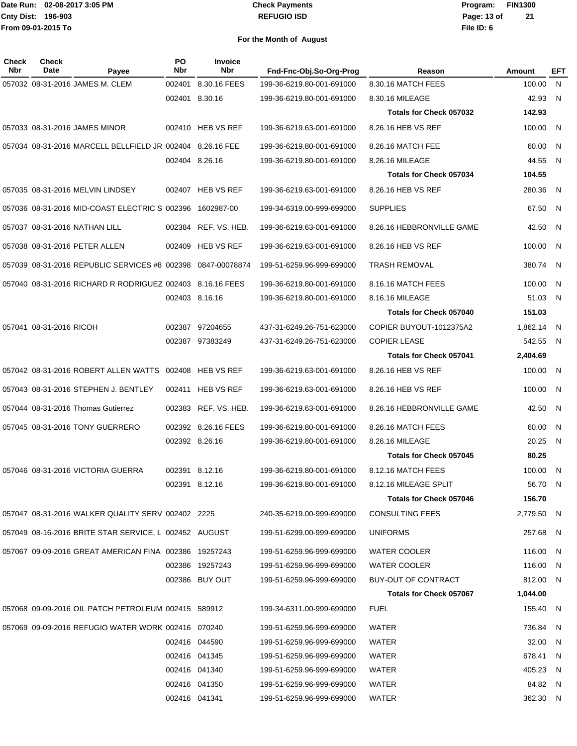Date Run: 02-08-2017 3:05 PM
Cnty Dist: 196-903
From 09-01-2015 To

**Check Payments**
**REFUGIO ISD**

Program: FIN1300
File ID: 6

## For the Month of August

| Check Nbr | Check Date | Payee | PO Nbr | Invoice Nbr | Fnd-Fnc-Obj.So-Org-Prog | Reason | Amount | EFT |
|---|---|---|---|---|---|---|---|---|
| 057032 | 08-31-2016 | JAMES M. CLEM | 002401 | 8.30.16 FEES | 199-36-6219.80-001-691000 | 8.30.16 MATCH FEES | 100.00 | N |
| | | | 002401 | 8.30.16 | 199-36-6219.80-001-691000 | 8.30.16 MILEAGE | 42.93 | N |
| | | | | | | **Totals for Check 057032** | **142.93** | |
| 057033 | 08-31-2016 | JAMES MINOR | 002410 | HEB VS REF | 199-36-6219.63-001-691000 | 8.26.16 HEB VS REF | 100.00 | N |
| 057034 | 08-31-2016 | MARCELL BELLFIELD JR | 002404 | 8.26.16 FEE | 199-36-6219.80-001-691000 | 8.26.16 MATCH FEE | 60.00 | N |
| | | | 002404 | 8.26.16 | 199-36-6219.80-001-691000 | 8.26.16 MILEAGE | 44.55 | N |
| | | | | | | **Totals for Check 057034** | **104.55** | |
| 057035 | 08-31-2016 | MELVIN LINDSEY | 002407 | HEB VS REF | 199-36-6219.63-001-691000 | 8.26.16 HEB VS REF | 280.36 | N |
| 057036 | 08-31-2016 | MID-COAST ELECTRIC S | 002396 | 1602987-00 | 199-34-6319.00-999-699000 | SUPPLIES | 67.50 | N |
| 057037 | 08-31-2016 | NATHAN LILL | 002384 | REF. VS. HEB. | 199-36-6219.63-001-691000 | 8.26.16 HEBBRONVILLE GAME | 42.50 | N |
| 057038 | 08-31-2016 | PETER ALLEN | 002409 | HEB VS REF | 199-36-6219.63-001-691000 | 8.26.16 HEB VS REF | 100.00 | N |
| 057039 | 08-31-2016 | REPUBLIC SERVICES #8 | 002398 | 0847-00078874 | 199-51-6259.96-999-699000 | TRASH REMOVAL | 380.74 | N |
| 057040 | 08-31-2016 | RICHARD R RODRIGUEZ | 002403 | 8.16.16 FEES | 199-36-6219.80-001-691000 | 8.16.16 MATCH FEES | 100.00 | N |
| | | | 002403 | 8.16.16 | 199-36-6219.80-001-691000 | 8.16.16 MILEAGE | 51.03 | N |
| | | | | | | **Totals for Check 057040** | **151.03** | |
| 057041 | 08-31-2016 | RICOH | 002387 | 97204655 | 437-31-6249.26-751-623000 | COPIER BUYOUT-1012375A2 | 1,862.14 | N |
| | | | 002387 | 97383249 | 437-31-6249.26-751-623000 | COPIER LEASE | 542.55 | N |
| | | | | | | **Totals for Check 057041** | **2,404.69** | |
| 057042 | 08-31-2016 | ROBERT ALLEN WATTS | 002408 | HEB VS REF | 199-36-6219.63-001-691000 | 8.26.16 HEB VS REF | 100.00 | N |
| 057043 | 08-31-2016 | STEPHEN J. BENTLEY | 002411 | HEB VS REF | 199-36-6219.63-001-691000 | 8.26.16 HEB VS REF | 100.00 | N |
| 057044 | 08-31-2016 | Thomas Gutierrez | 002383 | REF. VS. HEB. | 199-36-6219.63-001-691000 | 8.26.16 HEBBRONVILLE GAME | 42.50 | N |
| 057045 | 08-31-2016 | TONY GUERRERO | 002392 | 8.26.16 FEES | 199-36-6219.80-001-691000 | 8.26.16 MATCH FEES | 60.00 | N |
| | | | 002392 | 8.26.16 | 199-36-6219.80-001-691000 | 8.26.16 MILEAGE | 20.25 | N |
| | | | | | | **Totals for Check 057045** | **80.25** | |
| 057046 | 08-31-2016 | VICTORIA GUERRA | 002391 | 8.12.16 | 199-36-6219.80-001-691000 | 8.12.16 MATCH FEES | 100.00 | N |
| | | | 002391 | 8.12.16 | 199-36-6219.80-001-691000 | 8.12.16 MILEAGE SPLIT | 56.70 | N |
| | | | | | | **Totals for Check 057046** | **156.70** | |
| 057047 | 08-31-2016 | WALKER QUALITY SERV | 002402 | 2225 | 240-35-6219.00-999-699000 | CONSULTING FEES | 2,779.50 | N |
| 057049 | 08-16-2016 | BRITE STAR SERVICE, L | 002452 | AUGUST | 199-51-6299.00-999-699000 | UNIFORMS | 257.68 | N |
| 057067 | 09-09-2016 | GREAT AMERICAN FINA | 002386 | 19257243 | 199-51-6259.96-999-699000 | WATER COOLER | 116.00 | N |
| | | | 002386 | 19257243 | 199-51-6259.96-999-699000 | WATER COOLER | 116.00 | N |
| | | | 002386 | BUY OUT | 199-51-6259.96-999-699000 | BUY-OUT OF CONTRACT | 812.00 | N |
| | | | | | | **Totals for Check 057067** | **1,044.00** | |
| 057068 | 09-09-2016 | OIL PATCH PETROLEUM | 002415 | 589912 | 199-34-6311.00-999-699000 | FUEL | 155.40 | N |
| 057069 | 09-09-2016 | REFUGIO WATER WORK | 002416 | 070240 | 199-51-6259.96-999-699000 | WATER | 736.84 | N |
| | | | 002416 | 044590 | 199-51-6259.96-999-699000 | WATER | 32.00 | N |
| | | | 002416 | 041345 | 199-51-6259.96-999-699000 | WATER | 678.41 | N |
| | | | 002416 | 041340 | 199-51-6259.96-999-699000 | WATER | 405.23 | N |
| | | | 002416 | 041350 | 199-51-6259.96-999-699000 | WATER | 84.82 | N |
| | | | 002416 | 041341 | 199-51-6259.96-999-699000 | WATER | 362.30 | N |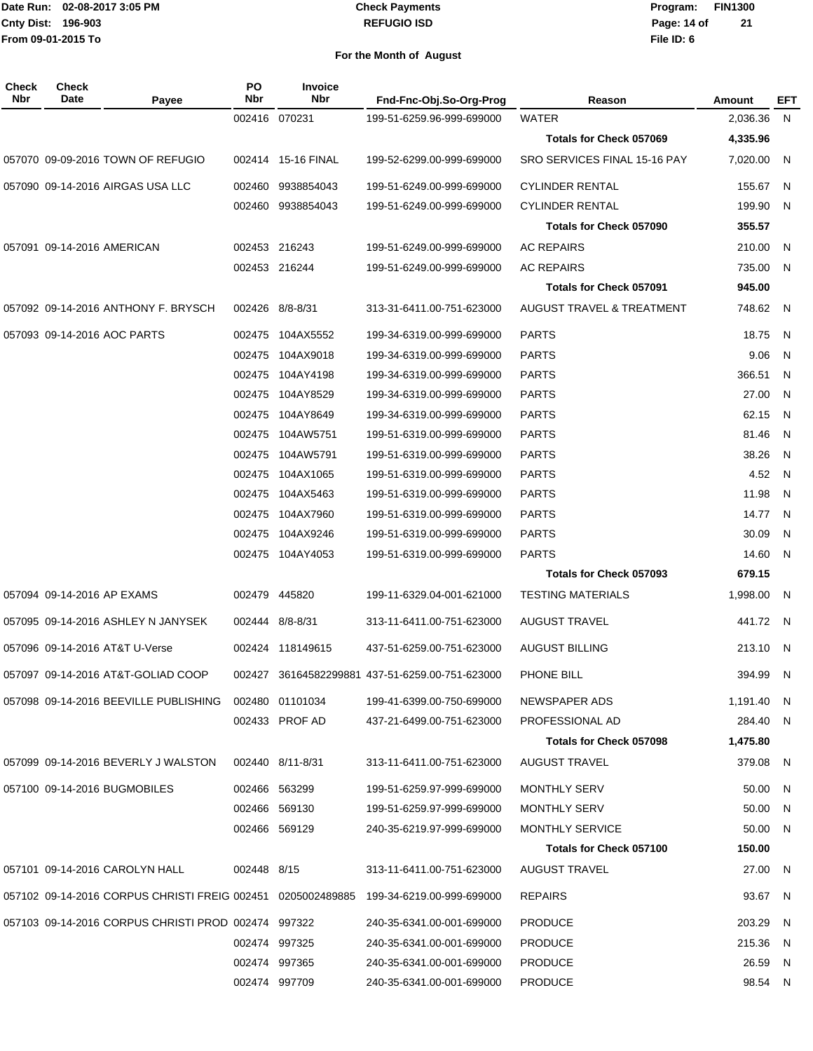Date Run: 02-08-2017 3:05 PM
Cnty Dist: 196-903
From 09-01-2015 To

# Check Payments
## REFUGIO ISD

Program: FIN1300
File ID: 6

### For the Month of August

| Check Nbr | Check Date | Payee | PO Nbr | Invoice Nbr | Fnd-Fnc-Obj.So-Org-Prog | Reason | Amount | EFT |
|---|---|---|---|---|---|---|---|---|
| | | | 002416 | 070231 | 199-51-6259.96-999-699000 | WATER | 2,036.36 | N |
| | | | | | | **Totals for Check 057069** | **4,335.96** | |
| 057070 | 09-09-2016 | TOWN OF REFUGIO | 002414 | 15-16 FINAL | 199-52-6299.00-999-699000 | SRO SERVICES FINAL 15-16 PAY | 7,020.00 | N |
| 057090 | 09-14-2016 | AIRGAS USA LLC | 002460 | 9938854043 | 199-51-6249.00-999-699000 | CYLINDER RENTAL | 155.67 | N |
| | | | 002460 | 9938854043 | 199-51-6249.00-999-699000 | CYLINDER RENTAL | 199.90 | N |
| | | | | | | **Totals for Check 057090** | **355.57** | |
| 057091 | 09-14-2016 | AMERICAN | 002453 | 216243 | 199-51-6249.00-999-699000 | AC REPAIRS | 210.00 | N |
| | | | 002453 | 216244 | 199-51-6249.00-999-699000 | AC REPAIRS | 735.00 | N |
| | | | | | | **Totals for Check 057091** | **945.00** | |
| 057092 | 09-14-2016 | ANTHONY F. BRYSCH | 002426 | 8/8-8/31 | 313-31-6411.00-751-623000 | AUGUST TRAVEL & TREATMENT | 748.62 | N |
| 057093 | 09-14-2016 | AOC PARTS | 002475 | 104AX5552 | 199-34-6319.00-999-699000 | PARTS | 18.75 | N |
| | | | 002475 | 104AX9018 | 199-34-6319.00-999-699000 | PARTS | 9.06 | N |
| | | | 002475 | 104AY4198 | 199-34-6319.00-999-699000 | PARTS | 366.51 | N |
| | | | 002475 | 104AY8529 | 199-34-6319.00-999-699000 | PARTS | 27.00 | N |
| | | | 002475 | 104AY8649 | 199-34-6319.00-999-699000 | PARTS | 62.15 | N |
| | | | 002475 | 104AW5751 | 199-51-6319.00-999-699000 | PARTS | 81.46 | N |
| | | | 002475 | 104AW5791 | 199-51-6319.00-999-699000 | PARTS | 38.26 | N |
| | | | 002475 | 104AX1065 | 199-51-6319.00-999-699000 | PARTS | 4.52 | N |
| | | | 002475 | 104AX5463 | 199-51-6319.00-999-699000 | PARTS | 11.98 | N |
| | | | 002475 | 104AX7960 | 199-51-6319.00-999-699000 | PARTS | 14.77 | N |
| | | | 002475 | 104AX9246 | 199-51-6319.00-999-699000 | PARTS | 30.09 | N |
| | | | 002475 | 104AY4053 | 199-51-6319.00-999-699000 | PARTS | 14.60 | N |
| | | | | | | **Totals for Check 057093** | **679.15** | |
| 057094 | 09-14-2016 | AP EXAMS | 002479 | 445820 | 199-11-6329.04-001-621000 | TESTING MATERIALS | 1,998.00 | N |
| 057095 | 09-14-2016 | ASHLEY N JANYSEK | 002444 | 8/8-8/31 | 313-11-6411.00-751-623000 | AUGUST TRAVEL | 441.72 | N |
| 057096 | 09-14-2016 | AT&T U-Verse | 002424 | 118149615 | 437-51-6259.00-751-623000 | AUGUST BILLING | 213.10 | N |
| 057097 | 09-14-2016 | AT&T-GOLIAD COOP | 002427 | 36164582299881 | 437-51-6259.00-751-623000 | PHONE BILL | 394.99 | N |
| 057098 | 09-14-2016 | BEEVILLE PUBLISHING | 002480 | 01101034 | 199-41-6399.00-750-699000 | NEWSPAPER ADS | 1,191.40 | N |
| | | | 002433 | PROF AD | 437-21-6499.00-751-623000 | PROFESSIONAL AD | 284.40 | N |
| | | | | | | **Totals for Check 057098** | **1,475.80** | |
| 057099 | 09-14-2016 | BEVERLY J WALSTON | 002440 | 8/11-8/31 | 313-11-6411.00-751-623000 | AUGUST TRAVEL | 379.08 | N |
| 057100 | 09-14-2016 | BUGMOBILES | 002466 | 563299 | 199-51-6259.97-999-699000 | MONTHLY SERV | 50.00 | N |
| | | | 002466 | 569130 | 199-51-6259.97-999-699000 | MONTHLY SERV | 50.00 | N |
| | | | 002466 | 569129 | 240-35-6219.97-999-699000 | MONTHLY SERVICE | 50.00 | N |
| | | | | | | **Totals for Check 057100** | **150.00** | |
| 057101 | 09-14-2016 | CAROLYN HALL | 002448 | 8/15 | 313-11-6411.00-751-623000 | AUGUST TRAVEL | 27.00 | N |
| 057102 | 09-14-2016 | CORPUS CHRISTI FREIG | 002451 | 0205002489885 | 199-34-6219.00-999-699000 | REPAIRS | 93.67 | N |
| 057103 | 09-14-2016 | CORPUS CHRISTI PROD | 002474 | 997322 | 240-35-6341.00-001-699000 | PRODUCE | 203.29 | N |
| | | | 002474 | 997325 | 240-35-6341.00-001-699000 | PRODUCE | 215.36 | N |
| | | | 002474 | 997365 | 240-35-6341.00-001-699000 | PRODUCE | 26.59 | N |
| | | | 002474 | 997709 | 240-35-6341.00-001-699000 | PRODUCE | 98.54 | N |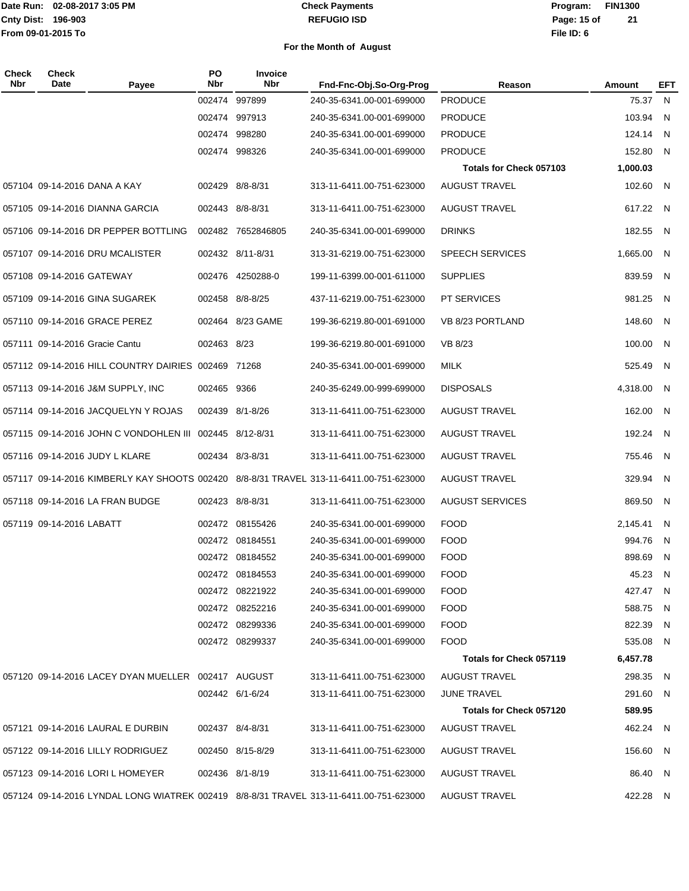Date Run: 02-08-2017 3:05 PM
Cnty Dist: 196-903
From 09-01-2015 To

**Check Payments**
**REFUGIO ISD**

Program: FIN1300
File ID: 6

**For the Month of August**

| Check Nbr | Check Date | Payee | PO Nbr | Invoice Nbr | Fnd-Fnc-Obj.So-Org-Prog | Reason | Amount | EFT |
|---|---|---|---|---|---|---|---|---|
| | | | 002474 | 997899 | 240-35-6341.00-001-699000 | PRODUCE | 75.37 | N |
| | | | 002474 | 997913 | 240-35-6341.00-001-699000 | PRODUCE | 103.94 | N |
| | | | 002474 | 998280 | 240-35-6341.00-001-699000 | PRODUCE | 124.14 | N |
| | | | 002474 | 998326 | 240-35-6341.00-001-699000 | PRODUCE | 152.80 | N |
| | | | | | | **Totals for Check 057103** | **1,000.03** | |
| 057104 | 09-14-2016 | DANA A KAY | 002429 | 8/8-8/31 | 313-11-6411.00-751-623000 | AUGUST TRAVEL | 102.60 | N |
| 057105 | 09-14-2016 | DIANNA GARCIA | 002443 | 8/8-8/31 | 313-11-6411.00-751-623000 | AUGUST TRAVEL | 617.22 | N |
| 057106 | 09-14-2016 | DR PEPPER BOTTLING | 002482 | 7652846805 | 240-35-6341.00-001-699000 | DRINKS | 182.55 | N |
| 057107 | 09-14-2016 | DRU MCALISTER | 002432 | 8/11-8/31 | 313-31-6219.00-751-623000 | SPEECH SERVICES | 1,665.00 | N |
| 057108 | 09-14-2016 | GATEWAY | 002476 | 4250288-0 | 199-11-6399.00-001-611000 | SUPPLIES | 839.59 | N |
| 057109 | 09-14-2016 | GINA SUGAREK | 002458 | 8/8-8/25 | 437-11-6219.00-751-623000 | PT SERVICES | 981.25 | N |
| 057110 | 09-14-2016 | GRACE PEREZ | 002464 | 8/23 GAME | 199-36-6219.80-001-691000 | VB 8/23 PORTLAND | 148.60 | N |
| 057111 | 09-14-2016 | Gracie Cantu | 002463 | 8/23 | 199-36-6219.80-001-691000 | VB 8/23 | 100.00 | N |
| 057112 | 09-14-2016 | HILL COUNTRY DAIRIES | 002469 | 71268 | 240-35-6341.00-001-699000 | MILK | 525.49 | N |
| 057113 | 09-14-2016 | J&M SUPPLY, INC | 002465 | 9366 | 240-35-6249.00-999-699000 | DISPOSALS | 4,318.00 | N |
| 057114 | 09-14-2016 | JACQUELYN Y ROJAS | 002439 | 8/1-8/26 | 313-11-6411.00-751-623000 | AUGUST TRAVEL | 162.00 | N |
| 057115 | 09-14-2016 | JOHN C VONDOHLEN III | 002445 | 8/12-8/31 | 313-11-6411.00-751-623000 | AUGUST TRAVEL | 192.24 | N |
| 057116 | 09-14-2016 | JUDY L KLARE | 002434 | 8/3-8/31 | 313-11-6411.00-751-623000 | AUGUST TRAVEL | 755.46 | N |
| 057117 | 09-14-2016 | KIMBERLY KAY SHOOTS | 002420 | 8/8-8/31 TRAVEL | 313-11-6411.00-751-623000 | AUGUST TRAVEL | 329.94 | N |
| 057118 | 09-14-2016 | LA FRAN BUDGE | 002423 | 8/8-8/31 | 313-11-6411.00-751-623000 | AUGUST SERVICES | 869.50 | N |
| 057119 | 09-14-2016 | LABATT | 002472 | 08155426 | 240-35-6341.00-001-699000 | FOOD | 2,145.41 | N |
| | | | 002472 | 08184551 | 240-35-6341.00-001-699000 | FOOD | 994.76 | N |
| | | | 002472 | 08184552 | 240-35-6341.00-001-699000 | FOOD | 898.69 | N |
| | | | 002472 | 08184553 | 240-35-6341.00-001-699000 | FOOD | 45.23 | N |
| | | | 002472 | 08221922 | 240-35-6341.00-001-699000 | FOOD | 427.47 | N |
| | | | 002472 | 08252216 | 240-35-6341.00-001-699000 | FOOD | 588.75 | N |
| | | | 002472 | 08299336 | 240-35-6341.00-001-699000 | FOOD | 822.39 | N |
| | | | 002472 | 08299337 | 240-35-6341.00-001-699000 | FOOD | 535.08 | N |
| | | | | | | **Totals for Check 057119** | **6,457.78** | |
| 057120 | 09-14-2016 | LACEY DYAN MUELLER | 002417 | AUGUST | 313-11-6411.00-751-623000 | AUGUST TRAVEL | 298.35 | N |
| | | | 002442 | 6/1-6/24 | 313-11-6411.00-751-623000 | JUNE TRAVEL | 291.60 | N |
| | | | | | | **Totals for Check 057120** | **589.95** | |
| 057121 | 09-14-2016 | LAURAL E DURBIN | 002437 | 8/4-8/31 | 313-11-6411.00-751-623000 | AUGUST TRAVEL | 462.24 | N |
| 057122 | 09-14-2016 | LILLY RODRIGUEZ | 002450 | 8/15-8/29 | 313-11-6411.00-751-623000 | AUGUST TRAVEL | 156.60 | N |
| 057123 | 09-14-2016 | LORI L HOMEYER | 002436 | 8/1-8/19 | 313-11-6411.00-751-623000 | AUGUST TRAVEL | 86.40 | N |
| 057124 | 09-14-2016 | LYNDAL LONG WIATREK | 002419 | 8/8-8/31 TRAVEL | 313-11-6411.00-751-623000 | AUGUST TRAVEL | 422.28 | N |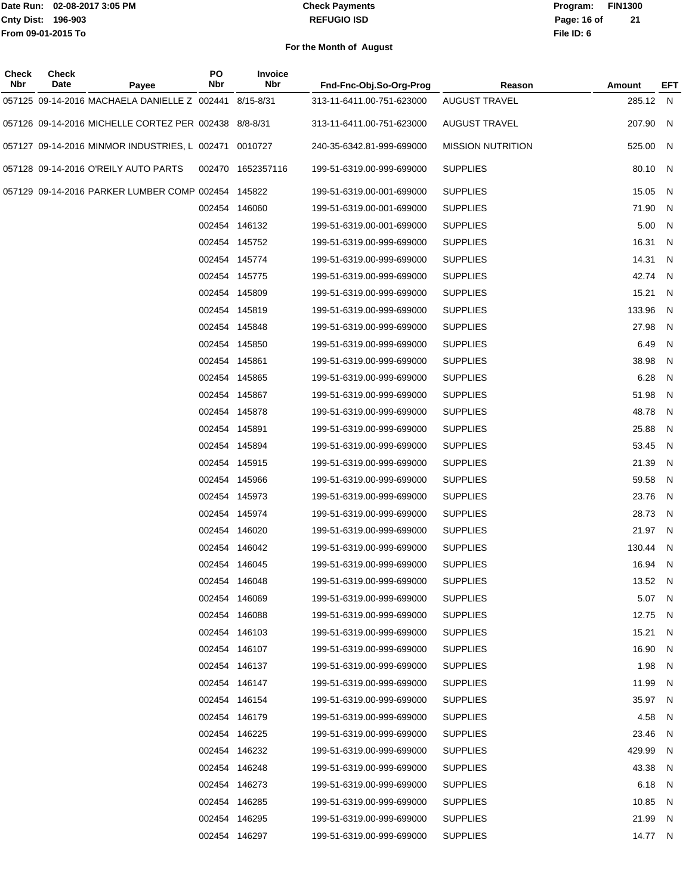Date Run: 02-08-2017 3:05 PM
Cnty Dist: 196-903
From 09-01-2015 To

**Check Payments**
**REFUGIO ISD**

Program: FIN1300
File ID: 6

## For the Month of August

| Check Nbr | Check Date | Payee | PO Nbr | Invoice Nbr | Fnd-Fnc-Obj.So-Org-Prog | Reason | Amount | EFT |
|---|---|---|---|---|---|---|---|---|
| 057125 | 09-14-2016 | MACHAELA DANIELLE Z | 002441 | 8/15-8/31 | 313-11-6411.00-751-623000 | AUGUST TRAVEL | 285.12 | N |
| 057126 | 09-14-2016 | MICHELLE CORTEZ PER | 002438 | 8/8-8/31 | 313-11-6411.00-751-623000 | AUGUST TRAVEL | 207.90 | N |
| 057127 | 09-14-2016 | MINMOR INDUSTRIES, L | 002471 | 0010727 | 240-35-6342.81-999-699000 | MISSION NUTRITION | 525.00 | N |
| 057128 | 09-14-2016 | O'REILY AUTO PARTS | 002470 | 1652357116 | 199-51-6319.00-999-699000 | SUPPLIES | 80.10 | N |
| 057129 | 09-14-2016 | PARKER LUMBER COMP | 002454 | 145822 | 199-51-6319.00-001-699000 | SUPPLIES | 15.05 | N |
| | | | 002454 | 146060 | 199-51-6319.00-001-699000 | SUPPLIES | 71.90 | N |
| | | | 002454 | 146132 | 199-51-6319.00-001-699000 | SUPPLIES | 5.00 | N |
| | | | 002454 | 145752 | 199-51-6319.00-999-699000 | SUPPLIES | 16.31 | N |
| | | | 002454 | 145774 | 199-51-6319.00-999-699000 | SUPPLIES | 14.31 | N |
| | | | 002454 | 145775 | 199-51-6319.00-999-699000 | SUPPLIES | 42.74 | N |
| | | | 002454 | 145809 | 199-51-6319.00-999-699000 | SUPPLIES | 15.21 | N |
| | | | 002454 | 145819 | 199-51-6319.00-999-699000 | SUPPLIES | 133.96 | N |
| | | | 002454 | 145848 | 199-51-6319.00-999-699000 | SUPPLIES | 27.98 | N |
| | | | 002454 | 145850 | 199-51-6319.00-999-699000 | SUPPLIES | 6.49 | N |
| | | | 002454 | 145861 | 199-51-6319.00-999-699000 | SUPPLIES | 38.98 | N |
| | | | 002454 | 145865 | 199-51-6319.00-999-699000 | SUPPLIES | 6.28 | N |
| | | | 002454 | 145867 | 199-51-6319.00-999-699000 | SUPPLIES | 51.98 | N |
| | | | 002454 | 145878 | 199-51-6319.00-999-699000 | SUPPLIES | 48.78 | N |
| | | | 002454 | 145891 | 199-51-6319.00-999-699000 | SUPPLIES | 25.88 | N |
| | | | 002454 | 145894 | 199-51-6319.00-999-699000 | SUPPLIES | 53.45 | N |
| | | | 002454 | 145915 | 199-51-6319.00-999-699000 | SUPPLIES | 21.39 | N |
| | | | 002454 | 145966 | 199-51-6319.00-999-699000 | SUPPLIES | 59.58 | N |
| | | | 002454 | 145973 | 199-51-6319.00-999-699000 | SUPPLIES | 23.76 | N |
| | | | 002454 | 145974 | 199-51-6319.00-999-699000 | SUPPLIES | 28.73 | N |
| | | | 002454 | 146020 | 199-51-6319.00-999-699000 | SUPPLIES | 21.97 | N |
| | | | 002454 | 146042 | 199-51-6319.00-999-699000 | SUPPLIES | 130.44 | N |
| | | | 002454 | 146045 | 199-51-6319.00-999-699000 | SUPPLIES | 16.94 | N |
| | | | 002454 | 146048 | 199-51-6319.00-999-699000 | SUPPLIES | 13.52 | N |
| | | | 002454 | 146069 | 199-51-6319.00-999-699000 | SUPPLIES | 5.07 | N |
| | | | 002454 | 146088 | 199-51-6319.00-999-699000 | SUPPLIES | 12.75 | N |
| | | | 002454 | 146103 | 199-51-6319.00-999-699000 | SUPPLIES | 15.21 | N |
| | | | 002454 | 146107 | 199-51-6319.00-999-699000 | SUPPLIES | 16.90 | N |
| | | | 002454 | 146137 | 199-51-6319.00-999-699000 | SUPPLIES | 1.98 | N |
| | | | 002454 | 146147 | 199-51-6319.00-999-699000 | SUPPLIES | 11.99 | N |
| | | | 002454 | 146154 | 199-51-6319.00-999-699000 | SUPPLIES | 35.97 | N |
| | | | 002454 | 146179 | 199-51-6319.00-999-699000 | SUPPLIES | 4.58 | N |
| | | | 002454 | 146225 | 199-51-6319.00-999-699000 | SUPPLIES | 23.46 | N |
| | | | 002454 | 146232 | 199-51-6319.00-999-699000 | SUPPLIES | 429.99 | N |
| | | | 002454 | 146248 | 199-51-6319.00-999-699000 | SUPPLIES | 43.38 | N |
| | | | 002454 | 146273 | 199-51-6319.00-999-699000 | SUPPLIES | 6.18 | N |
| | | | 002454 | 146285 | 199-51-6319.00-999-699000 | SUPPLIES | 10.85 | N |
| | | | 002454 | 146295 | 199-51-6319.00-999-699000 | SUPPLIES | 21.99 | N |
| | | | 002454 | 146297 | 199-51-6319.00-999-699000 | SUPPLIES | 14.77 | N |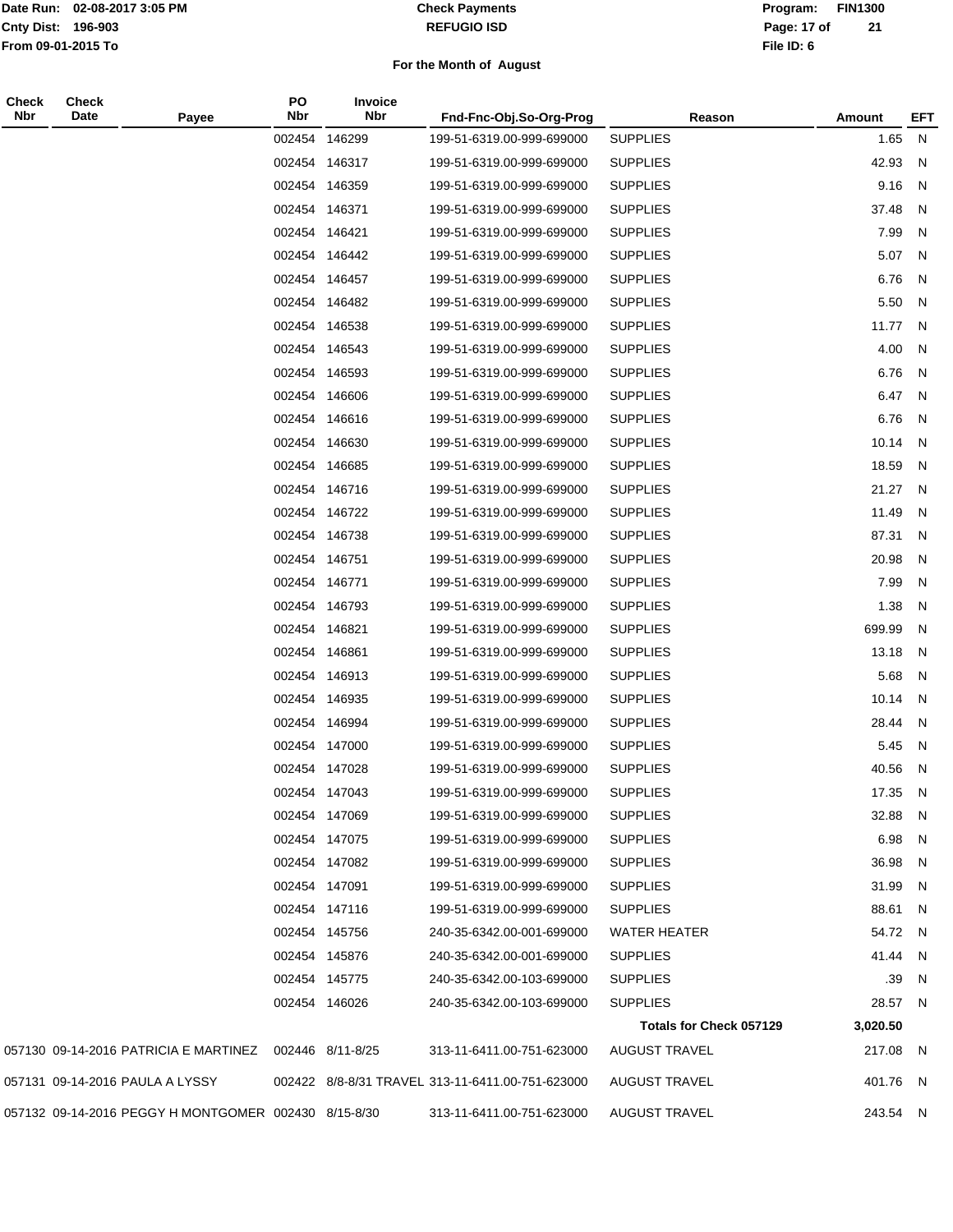**Check Payments**
**REFUGIO ISD**

Date Run: 02-08-2017 3:05 PM
Cnty Dist: 196-903
From 09-01-2015 To

Program: FIN1300
File ID: 6

**For the Month of August**

| Check Nbr | Check Date | Payee | PO Nbr | Invoice Nbr | Fnd-Fnc-Obj.So-Org-Prog | Reason | Amount | EFT |
|---|---|---|---|---|---|---|---|---|
| | | | 002454 | 146299 | 199-51-6319.00-999-699000 | SUPPLIES | 1.65 | N |
| | | | 002454 | 146317 | 199-51-6319.00-999-699000 | SUPPLIES | 42.93 | N |
| | | | 002454 | 146359 | 199-51-6319.00-999-699000 | SUPPLIES | 9.16 | N |
| | | | 002454 | 146371 | 199-51-6319.00-999-699000 | SUPPLIES | 37.48 | N |
| | | | 002454 | 146421 | 199-51-6319.00-999-699000 | SUPPLIES | 7.99 | N |
| | | | 002454 | 146442 | 199-51-6319.00-999-699000 | SUPPLIES | 5.07 | N |
| | | | 002454 | 146457 | 199-51-6319.00-999-699000 | SUPPLIES | 6.76 | N |
| | | | 002454 | 146482 | 199-51-6319.00-999-699000 | SUPPLIES | 5.50 | N |
| | | | 002454 | 146538 | 199-51-6319.00-999-699000 | SUPPLIES | 11.77 | N |
| | | | 002454 | 146543 | 199-51-6319.00-999-699000 | SUPPLIES | 4.00 | N |
| | | | 002454 | 146593 | 199-51-6319.00-999-699000 | SUPPLIES | 6.76 | N |
| | | | 002454 | 146606 | 199-51-6319.00-999-699000 | SUPPLIES | 6.47 | N |
| | | | 002454 | 146616 | 199-51-6319.00-999-699000 | SUPPLIES | 6.76 | N |
| | | | 002454 | 146630 | 199-51-6319.00-999-699000 | SUPPLIES | 10.14 | N |
| | | | 002454 | 146685 | 199-51-6319.00-999-699000 | SUPPLIES | 18.59 | N |
| | | | 002454 | 146716 | 199-51-6319.00-999-699000 | SUPPLIES | 21.27 | N |
| | | | 002454 | 146722 | 199-51-6319.00-999-699000 | SUPPLIES | 11.49 | N |
| | | | 002454 | 146738 | 199-51-6319.00-999-699000 | SUPPLIES | 87.31 | N |
| | | | 002454 | 146751 | 199-51-6319.00-999-699000 | SUPPLIES | 20.98 | N |
| | | | 002454 | 146771 | 199-51-6319.00-999-699000 | SUPPLIES | 7.99 | N |
| | | | 002454 | 146793 | 199-51-6319.00-999-699000 | SUPPLIES | 1.38 | N |
| | | | 002454 | 146821 | 199-51-6319.00-999-699000 | SUPPLIES | 699.99 | N |
| | | | 002454 | 146861 | 199-51-6319.00-999-699000 | SUPPLIES | 13.18 | N |
| | | | 002454 | 146913 | 199-51-6319.00-999-699000 | SUPPLIES | 5.68 | N |
| | | | 002454 | 146935 | 199-51-6319.00-999-699000 | SUPPLIES | 10.14 | N |
| | | | 002454 | 146994 | 199-51-6319.00-999-699000 | SUPPLIES | 28.44 | N |
| | | | 002454 | 147000 | 199-51-6319.00-999-699000 | SUPPLIES | 5.45 | N |
| | | | 002454 | 147028 | 199-51-6319.00-999-699000 | SUPPLIES | 40.56 | N |
| | | | 002454 | 147043 | 199-51-6319.00-999-699000 | SUPPLIES | 17.35 | N |
| | | | 002454 | 147069 | 199-51-6319.00-999-699000 | SUPPLIES | 32.88 | N |
| | | | 002454 | 147075 | 199-51-6319.00-999-699000 | SUPPLIES | 6.98 | N |
| | | | 002454 | 147082 | 199-51-6319.00-999-699000 | SUPPLIES | 36.98 | N |
| | | | 002454 | 147091 | 199-51-6319.00-999-699000 | SUPPLIES | 31.99 | N |
| | | | 002454 | 147116 | 199-51-6319.00-999-699000 | SUPPLIES | 88.61 | N |
| | | | 002454 | 145756 | 240-35-6342.00-001-699000 | WATER HEATER | 54.72 | N |
| | | | 002454 | 145876 | 240-35-6342.00-001-699000 | SUPPLIES | 41.44 | N |
| | | | 002454 | 145775 | 240-35-6342.00-103-699000 | SUPPLIES | .39 | N |
| | | | 002454 | 146026 | 240-35-6342.00-103-699000 | SUPPLIES | 28.57 | N |
| | | | | | | **Totals for Check 057129** | **3,020.50** | |
| 057130 | 09-14-2016 | PATRICIA E MARTINEZ | 002446 | 8/11-8/25 | 313-11-6411.00-751-623000 | AUGUST TRAVEL | 217.08 | N |
| 057131 | 09-14-2016 | PAULA A LYSSY | 002422 | 8/8-8/31 TRAVEL | 313-11-6411.00-751-623000 | AUGUST TRAVEL | 401.76 | N |
| 057132 | 09-14-2016 | PEGGY H MONTGOMER | 002430 | 8/15-8/30 | 313-11-6411.00-751-623000 | AUGUST TRAVEL | 243.54 | N |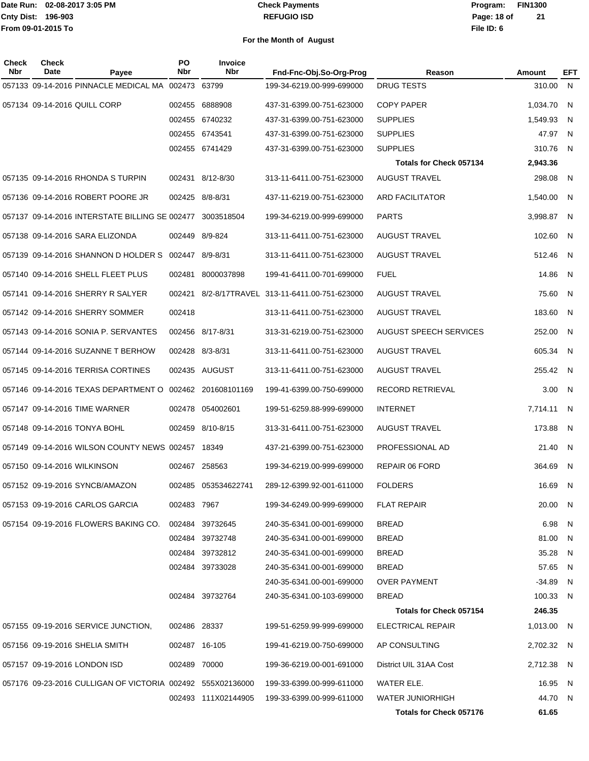Date Run: 02-08-2017 3:05 PM
Cnty Dist: 196-903
From 09-01-2015 To

# Check Payments
## REFUGIO ISD
### For the Month of August

Program: FIN1300
File ID: 6

| Check Nbr | Check Date | Payee | PO Nbr | Invoice Nbr | Fnd-Fnc-Obj.So-Org-Prog | Reason | Amount | EFT |
|---|---|---|---|---|---|---|---|---|
| 057133 | 09-14-2016 | PINNACLE MEDICAL MA | 002473 | 63799 | 199-34-6219.00-999-699000 | DRUG TESTS | 310.00 | N |
| 057134 | 09-14-2016 | QUILL CORP | 002455 | 6888908 | 437-31-6399.00-751-623000 | COPY PAPER | 1,034.70 | N |
| | | | 002455 | 6740232 | 437-31-6399.00-751-623000 | SUPPLIES | 1,549.93 | N |
| | | | 002455 | 6743541 | 437-31-6399.00-751-623000 | SUPPLIES | 47.97 | N |
| | | | 002455 | 6741429 | 437-31-6399.00-751-623000 | SUPPLIES | 310.76 | N |
| | | | | | | **Totals for Check 057134** | **2,943.36** | |
| 057135 | 09-14-2016 | RHONDA S TURPIN | 002431 | 8/12-8/30 | 313-11-6411.00-751-623000 | AUGUST TRAVEL | 298.08 | N |
| 057136 | 09-14-2016 | ROBERT POORE JR | 002425 | 8/8-8/31 | 437-11-6219.00-751-623000 | ARD FACILITATOR | 1,540.00 | N |
| 057137 | 09-14-2016 | INTERSTATE BILLING SE | 002477 | 3003518504 | 199-34-6219.00-999-699000 | PARTS | 3,998.87 | N |
| 057138 | 09-14-2016 | SARA ELIZONDA | 002449 | 8/9-824 | 313-11-6411.00-751-623000 | AUGUST TRAVEL | 102.60 | N |
| 057139 | 09-14-2016 | SHANNON D HOLDER S | 002447 | 8/9-8/31 | 313-11-6411.00-751-623000 | AUGUST TRAVEL | 512.46 | N |
| 057140 | 09-14-2016 | SHELL FLEET PLUS | 002481 | 8000037898 | 199-41-6411.00-701-699000 | FUEL | 14.86 | N |
| 057141 | 09-14-2016 | SHERRY R SALYER | 002421 | 8/2-8/17TRAVEL | 313-11-6411.00-751-623000 | AUGUST TRAVEL | 75.60 | N |
| 057142 | 09-14-2016 | SHERRY SOMMER | 002418 | | 313-11-6411.00-751-623000 | AUGUST TRAVEL | 183.60 | N |
| 057143 | 09-14-2016 | SONIA P. SERVANTES | 002456 | 8/17-8/31 | 313-31-6219.00-751-623000 | AUGUST SPEECH SERVICES | 252.00 | N |
| 057144 | 09-14-2016 | SUZANNE T BERHOW | 002428 | 8/3-8/31 | 313-11-6411.00-751-623000 | AUGUST TRAVEL | 605.34 | N |
| 057145 | 09-14-2016 | TERRISA CORTINES | 002435 | AUGUST | 313-11-6411.00-751-623000 | AUGUST TRAVEL | 255.42 | N |
| 057146 | 09-14-2016 | TEXAS DEPARTMENT O | 002462 | 201608101169 | 199-41-6399.00-750-699000 | RECORD RETRIEVAL | 3.00 | N |
| 057147 | 09-14-2016 | TIME WARNER | 002478 | 054002601 | 199-51-6259.88-999-699000 | INTERNET | 7,714.11 | N |
| 057148 | 09-14-2016 | TONYA BOHL | 002459 | 8/10-8/15 | 313-31-6411.00-751-623000 | AUGUST TRAVEL | 173.88 | N |
| 057149 | 09-14-2016 | WILSON COUNTY NEWS | 002457 | 18349 | 437-21-6399.00-751-623000 | PROFESSIONAL AD | 21.40 | N |
| 057150 | 09-14-2016 | WILKINSON | 002467 | 258563 | 199-34-6219.00-999-699000 | REPAIR 06 FORD | 364.69 | N |
| 057152 | 09-19-2016 | SYNCB/AMAZON | 002485 | 053534622741 | 289-12-6399.92-001-611000 | FOLDERS | 16.69 | N |
| 057153 | 09-19-2016 | CARLOS GARCIA | 002483 | 7967 | 199-34-6249.00-999-699000 | FLAT REPAIR | 20.00 | N |
| 057154 | 09-19-2016 | FLOWERS BAKING CO. | 002484 | 39732645 | 240-35-6341.00-001-699000 | BREAD | 6.98 | N |
| | | | 002484 | 39732748 | 240-35-6341.00-001-699000 | BREAD | 81.00 | N |
| | | | 002484 | 39732812 | 240-35-6341.00-001-699000 | BREAD | 35.28 | N |
| | | | 002484 | 39733028 | 240-35-6341.00-001-699000 | BREAD | 57.65 | N |
| | | | | | 240-35-6341.00-001-699000 | OVER PAYMENT | -34.89 | N |
| | | | 002484 | 39732764 | 240-35-6341.00-103-699000 | BREAD | 100.33 | N |
| | | | | | | **Totals for Check 057154** | **246.35** | |
| 057155 | 09-19-2016 | SERVICE JUNCTION, | 002486 | 28337 | 199-51-6259.99-999-699000 | ELECTRICAL REPAIR | 1,013.00 | N |
| 057156 | 09-19-2016 | SHELIA SMITH | 002487 | 16-105 | 199-41-6219.00-750-699000 | AP CONSULTING | 2,702.32 | N |
| 057157 | 09-19-2016 | LONDON ISD | 002489 | 70000 | 199-36-6219.00-001-691000 | District UIL 31AA Cost | 2,712.38 | N |
| 057176 | 09-23-2016 | CULLIGAN OF VICTORIA | 002492 | 555X02136000 | 199-33-6399.00-999-611000 | WATER ELE. | 16.95 | N |
| | | | 002493 | 111X02144905 | 199-33-6399.00-999-611000 | WATER JUNIORHIGH | 44.70 | N |
| | | | | | | **Totals for Check 057176** | **61.65** | |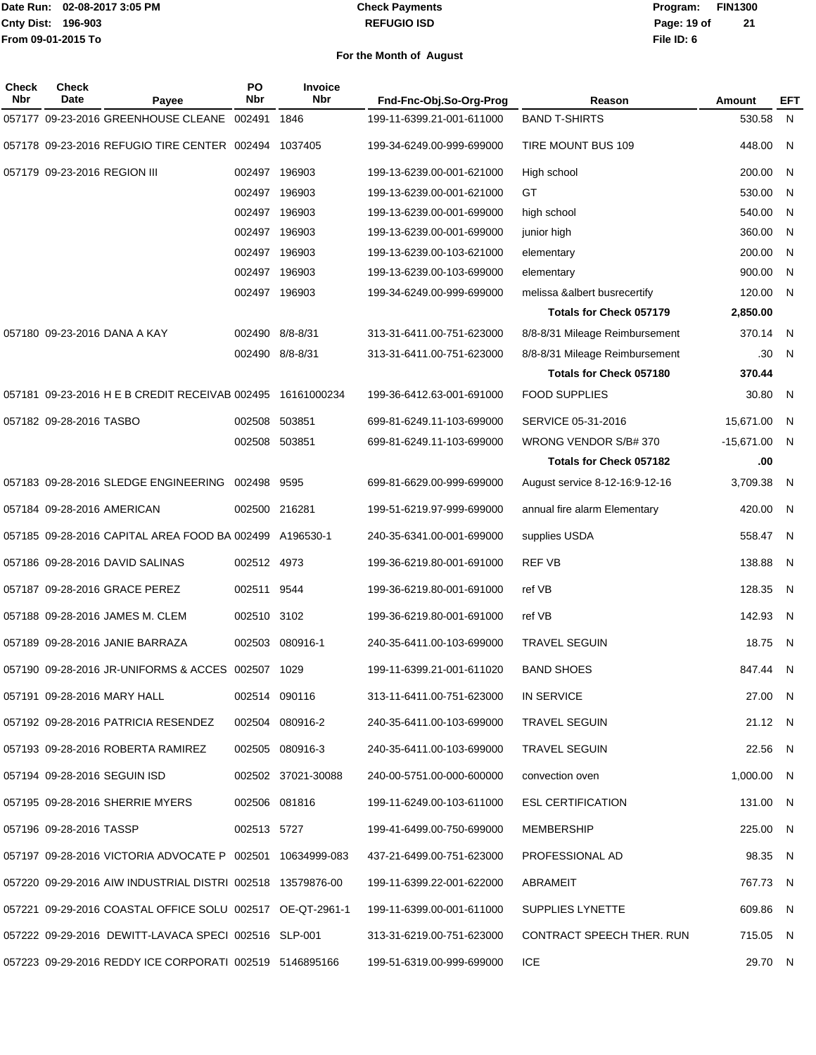Date Run: 02-08-2017 3:05 PM
Cnty Dist: 196-903
From 09-01-2015 To

# Check Payments
## REFUGIO ISD

Program: FIN1300
File ID: 6

### For the Month of August

| Check Nbr | Check Date | Payee | PO Nbr | Invoice Nbr | Fnd-Fnc-Obj.So-Org-Prog | Reason | Amount | EFT |
|---|---|---|---|---|---|---|---|---|
| 057177 | 09-23-2016 | GREENHOUSE CLEANE | 002491 | 1846 | 199-11-6399.21-001-611000 | BAND T-SHIRTS | 530.58 | N |
| 057178 | 09-23-2016 | REFUGIO TIRE CENTER | 002494 | 1037405 | 199-34-6249.00-999-699000 | TIRE MOUNT BUS 109 | 448.00 | N |
| 057179 | 09-23-2016 | REGION III | 002497 | 196903 | 199-13-6239.00-001-621000 | High school | 200.00 | N |
| | | | 002497 | 196903 | 199-13-6239.00-001-621000 | GT | 530.00 | N |
| | | | 002497 | 196903 | 199-13-6239.00-001-699000 | high school | 540.00 | N |
| | | | 002497 | 196903 | 199-13-6239.00-001-699000 | junior high | 360.00 | N |
| | | | 002497 | 196903 | 199-13-6239.00-103-621000 | elementary | 200.00 | N |
| | | | 002497 | 196903 | 199-13-6239.00-103-699000 | elementary | 900.00 | N |
| | | | 002497 | 196903 | 199-34-6249.00-999-699000 | melissa &albert busrecertify | 120.00 | N |
| | | | | | | **Totals for Check 057179** | **2,850.00** | |
| 057180 | 09-23-2016 | DANA A KAY | 002490 | 8/8-8/31 | 313-31-6411.00-751-623000 | 8/8-8/31 Mileage Reimbursement | 370.14 | N |
| | | | 002490 | 8/8-8/31 | 313-31-6411.00-751-623000 | 8/8-8/31 Mileage Reimbursement | .30 | N |
| | | | | | | **Totals for Check 057180** | **370.44** | |
| 057181 | 09-23-2016 | H E B CREDIT RECEIVAB | 002495 | 16161000234 | 199-36-6412.63-001-691000 | FOOD SUPPLIES | 30.80 | N |
| 057182 | 09-28-2016 | TASBO | 002508 | 503851 | 699-81-6249.11-103-699000 | SERVICE 05-31-2016 | 15,671.00 | N |
| | | | 002508 | 503851 | 699-81-6249.11-103-699000 | WRONG VENDOR S/B# 370 | -15,671.00 | N |
| | | | | | | **Totals for Check 057182** | **.00** | |
| 057183 | 09-28-2016 | SLEDGE ENGINEERING | 002498 | 9595 | 699-81-6629.00-999-699000 | August service 8-12-16:9-12-16 | 3,709.38 | N |
| 057184 | 09-28-2016 | AMERICAN | 002500 | 216281 | 199-51-6219.97-999-699000 | annual fire alarm Elementary | 420.00 | N |
| 057185 | 09-28-2016 | CAPITAL AREA FOOD BA | 002499 | A196530-1 | 240-35-6341.00-001-699000 | supplies USDA | 558.47 | N |
| 057186 | 09-28-2016 | DAVID SALINAS | 002512 | 4973 | 199-36-6219.80-001-691000 | REF VB | 138.88 | N |
| 057187 | 09-28-2016 | GRACE PEREZ | 002511 | 9544 | 199-36-6219.80-001-691000 | ref VB | 128.35 | N |
| 057188 | 09-28-2016 | JAMES M. CLEM | 002510 | 3102 | 199-36-6219.80-001-691000 | ref VB | 142.93 | N |
| 057189 | 09-28-2016 | JANIE BARRAZA | 002503 | 080916-1 | 240-35-6411.00-103-699000 | TRAVEL SEGUIN | 18.75 | N |
| 057190 | 09-28-2016 | JR-UNIFORMS & ACCES | 002507 | 1029 | 199-11-6399.21-001-611020 | BAND SHOES | 847.44 | N |
| 057191 | 09-28-2016 | MARY HALL | 002514 | 090116 | 313-11-6411.00-751-623000 | IN SERVICE | 27.00 | N |
| 057192 | 09-28-2016 | PATRICIA RESENDEZ | 002504 | 080916-2 | 240-35-6411.00-103-699000 | TRAVEL SEGUIN | 21.12 | N |
| 057193 | 09-28-2016 | ROBERTA RAMIREZ | 002505 | 080916-3 | 240-35-6411.00-103-699000 | TRAVEL SEGUIN | 22.56 | N |
| 057194 | 09-28-2016 | SEGUIN ISD | 002502 | 37021-30088 | 240-00-5751.00-000-600000 | convection oven | 1,000.00 | N |
| 057195 | 09-28-2016 | SHERRIE MYERS | 002506 | 081816 | 199-11-6249.00-103-611000 | ESL CERTIFICATION | 131.00 | N |
| 057196 | 09-28-2016 | TASSP | 002513 | 5727 | 199-41-6499.00-750-699000 | MEMBERSHIP | 225.00 | N |
| 057197 | 09-28-2016 | VICTORIA ADVOCATE P | 002501 | 10634999-083 | 437-21-6499.00-751-623000 | PROFESSIONAL AD | 98.35 | N |
| 057220 | 09-29-2016 | AIW INDUSTRIAL DISTRI | 002518 | 13579876-00 | 199-11-6399.22-001-622000 | ABRAMEIT | 767.73 | N |
| 057221 | 09-29-2016 | COASTAL OFFICE SOLU | 002517 | OE-QT-2961-1 | 199-11-6399.00-001-611000 | SUPPLIES LYNETTE | 609.86 | N |
| 057222 | 09-29-2016 | DEWITT-LAVACA SPECI | 002516 | SLP-001 | 313-31-6219.00-751-623000 | CONTRACT SPEECH THER. RUN | 715.05 | N |
| 057223 | 09-29-2016 | REDDY ICE CORPORATI | 002519 | 5146895166 | 199-51-6319.00-999-699000 | ICE | 29.70 | N |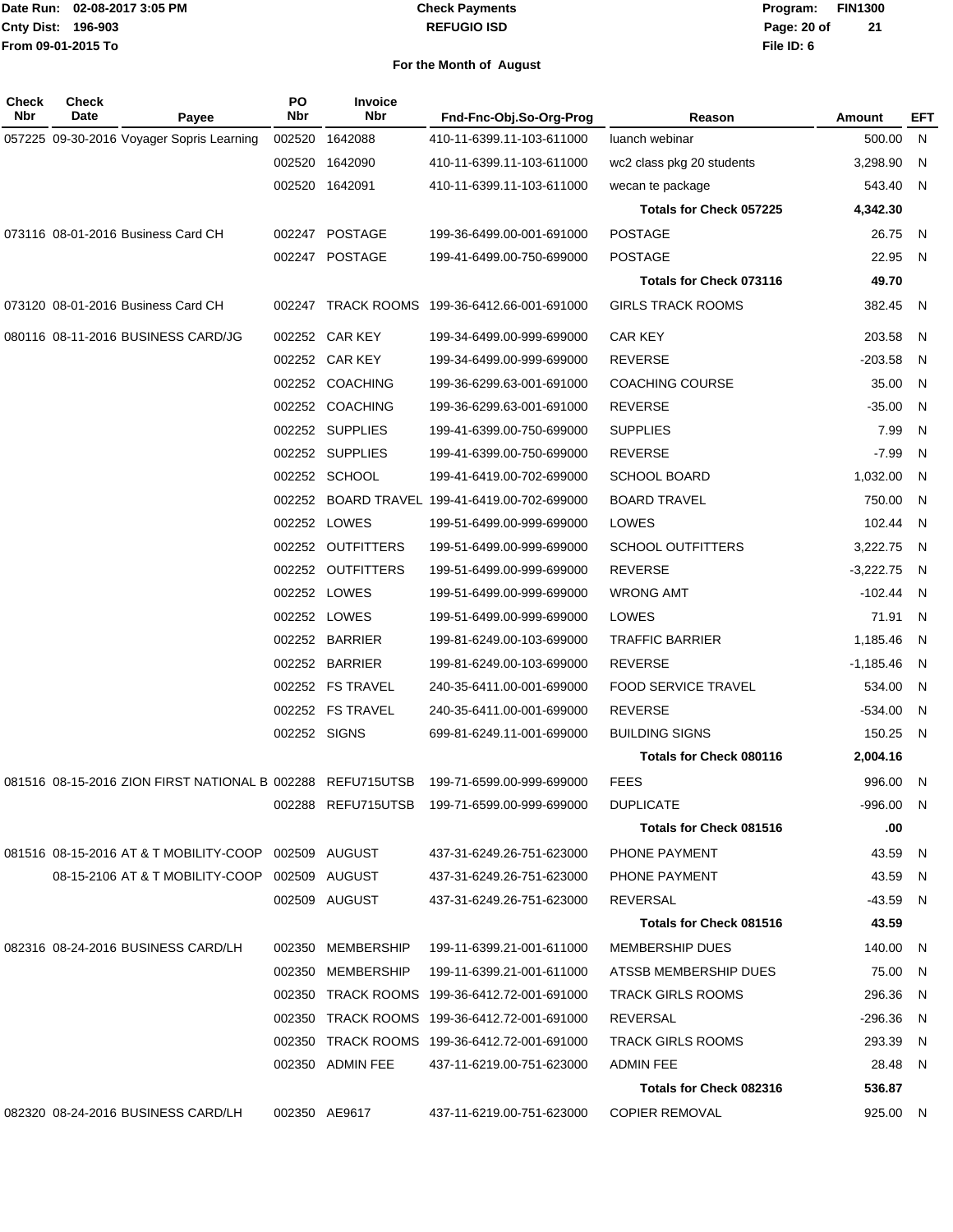# Check Payments
## REFUGIO ISD

Date Run: 02-08-2017 3:05 PM
Cnty Dist: 196-903
From 09-01-2015 To

Program: FIN1300
File ID: 6

### For the Month of August

| Check Nbr | Check Date | Payee | PO Nbr | Invoice Nbr | Fnd-Fnc-Obj.So-Org-Prog | Reason | Amount | EFT |
|---|---|---|---|---|---|---|---|---|
| 057225 | 09-30-2016 | Voyager Sopris Learning | 002520 | 1642088 | 410-11-6399.11-103-611000 | luanch webinar | 500.00 | N |
| | | | 002520 | 1642090 | 410-11-6399.11-103-611000 | wc2 class pkg 20 students | 3,298.90 | N |
| | | | 002520 | 1642091 | 410-11-6399.11-103-611000 | wecan te package | 543.40 | N |
| | | | | | | **Totals for Check 057225** | **4,342.30** | |
| 073116 | 08-01-2016 | Business Card CH | 002247 | POSTAGE | 199-36-6499.00-001-691000 | POSTAGE | 26.75 | N |
| | | | 002247 | POSTAGE | 199-41-6499.00-750-699000 | POSTAGE | 22.95 | N |
| | | | | | | **Totals for Check 073116** | **49.70** | |
| 073120 | 08-01-2016 | Business Card CH | 002247 | TRACK ROOMS | 199-36-6412.66-001-691000 | GIRLS TRACK ROOMS | 382.45 | N |
| 080116 | 08-11-2016 | BUSINESS CARD/JG | 002252 | CAR KEY | 199-34-6499.00-999-699000 | CAR KEY | 203.58 | N |
| | | | 002252 | CAR KEY | 199-34-6499.00-999-699000 | REVERSE | -203.58 | N |
| | | | 002252 | COACHING | 199-36-6299.63-001-691000 | COACHING COURSE | 35.00 | N |
| | | | 002252 | COACHING | 199-36-6299.63-001-691000 | REVERSE | -35.00 | N |
| | | | 002252 | SUPPLIES | 199-41-6399.00-750-699000 | SUPPLIES | 7.99 | N |
| | | | 002252 | SUPPLIES | 199-41-6399.00-750-699000 | REVERSE | -7.99 | N |
| | | | 002252 | SCHOOL | 199-41-6419.00-702-699000 | SCHOOL BOARD | 1,032.00 | N |
| | | | 002252 | BOARD TRAVEL | 199-41-6419.00-702-699000 | BOARD TRAVEL | 750.00 | N |
| | | | 002252 | LOWES | 199-51-6499.00-999-699000 | LOWES | 102.44 | N |
| | | | 002252 | OUTFITTERS | 199-51-6499.00-999-699000 | SCHOOL OUTFITTERS | 3,222.75 | N |
| | | | 002252 | OUTFITTERS | 199-51-6499.00-999-699000 | REVERSE | -3,222.75 | N |
| | | | 002252 | LOWES | 199-51-6499.00-999-699000 | WRONG AMT | -102.44 | N |
| | | | 002252 | LOWES | 199-51-6499.00-999-699000 | LOWES | 71.91 | N |
| | | | 002252 | BARRIER | 199-81-6249.00-103-699000 | TRAFFIC BARRIER | 1,185.46 | N |
| | | | 002252 | BARRIER | 199-81-6249.00-103-699000 | REVERSE | -1,185.46 | N |
| | | | 002252 | FS TRAVEL | 240-35-6411.00-001-699000 | FOOD SERVICE TRAVEL | 534.00 | N |
| | | | 002252 | FS TRAVEL | 240-35-6411.00-001-699000 | REVERSE | -534.00 | N |
| | | | 002252 | SIGNS | 699-81-6249.11-001-699000 | BUILDING SIGNS | 150.25 | N |
| | | | | | | **Totals for Check 080116** | **2,004.16** | |
| 081516 | 08-15-2016 | ZION FIRST NATIONAL B | 002288 | REFU715UTSB | 199-71-6599.00-999-699000 | FEES | 996.00 | N |
| | | | 002288 | REFU715UTSB | 199-71-6599.00-999-699000 | DUPLICATE | -996.00 | N |
| | | | | | | **Totals for Check 081516** | **.00** | |
| 081516 | 08-15-2016 | AT & T MOBILITY-COOP | 002509 | AUGUST | 437-31-6249.26-751-623000 | PHONE PAYMENT | 43.59 | N |
| | 08-15-2106 | AT & T MOBILITY-COOP | 002509 | AUGUST | 437-31-6249.26-751-623000 | PHONE PAYMENT | 43.59 | N |
| | | | 002509 | AUGUST | 437-31-6249.26-751-623000 | REVERSAL | -43.59 | N |
| | | | | | | **Totals for Check 081516** | **43.59** | |
| 082316 | 08-24-2016 | BUSINESS CARD/LH | 002350 | MEMBERSHIP | 199-11-6399.21-001-611000 | MEMBERSHIP DUES | 140.00 | N |
| | | | 002350 | MEMBERSHIP | 199-11-6399.21-001-611000 | ATSSB MEMBERSHIP DUES | 75.00 | N |
| | | | 002350 | TRACK ROOMS | 199-36-6412.72-001-691000 | TRACK GIRLS ROOMS | 296.36 | N |
| | | | 002350 | TRACK ROOMS | 199-36-6412.72-001-691000 | REVERSAL | -296.36 | N |
| | | | 002350 | TRACK ROOMS | 199-36-6412.72-001-691000 | TRACK GIRLS ROOMS | 293.39 | N |
| | | | 002350 | ADMIN FEE | 437-11-6219.00-751-623000 | ADMIN FEE | 28.48 | N |
| | | | | | | **Totals for Check 082316** | **536.87** | |
| 082320 | 08-24-2016 | BUSINESS CARD/LH | 002350 | AE9617 | 437-11-6219.00-751-623000 | COPIER REMOVAL | 925.00 | N |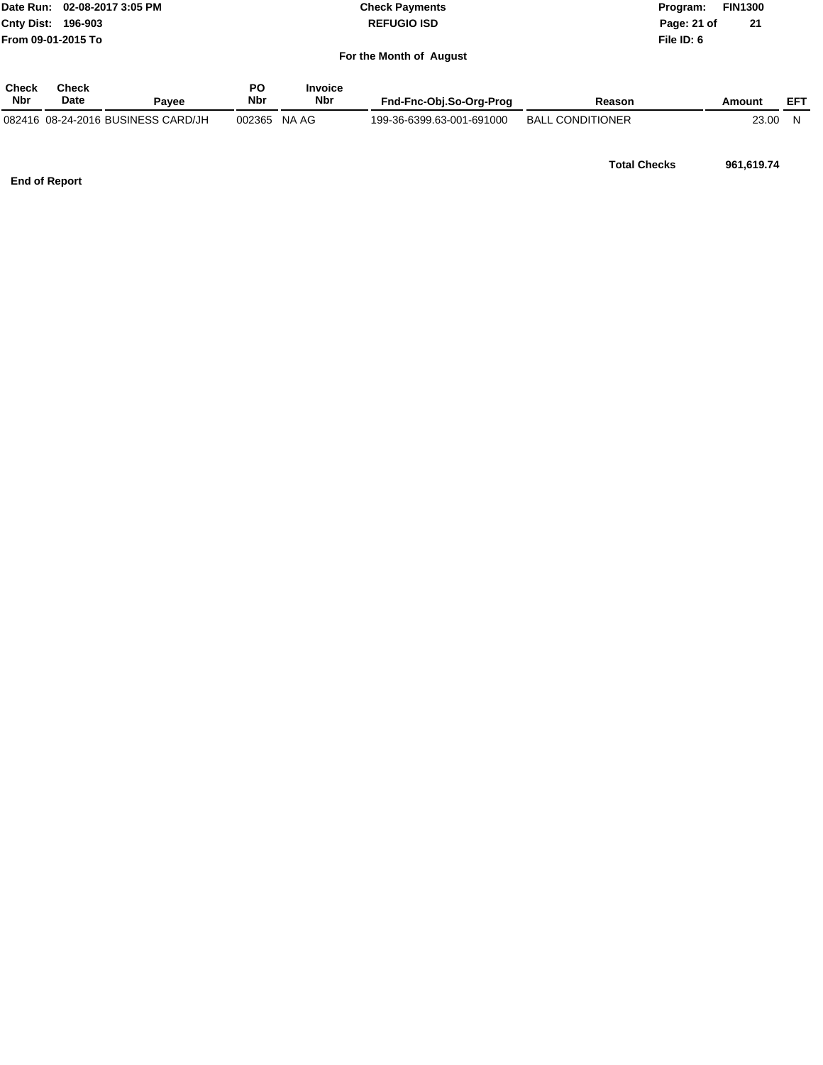**Date Run: 02-08-2017 3:05 PM**
**Cnty Dist: 196-903**
**From 09-01-2015 To**

**Check Payments**
**REFUGIO ISD**

**Program: FIN1300**
**File ID: 6**

**For the Month of August**

| Check Nbr | Check Date | Payee | PO Nbr | Invoice Nbr | Fnd-Fnc-Obj.So-Org-Prog | Reason | Amount | EFT |
|---|---|---|---|---|---|---|---|---|
| 082416 | 08-24-2016 | BUSINESS CARD/JH | 002365 | NA AG | 199-36-6399.63-001-691000 | BALL CONDITIONER | 23.00 | N |

**Total Checks** **961,619.74**

**End of Report**